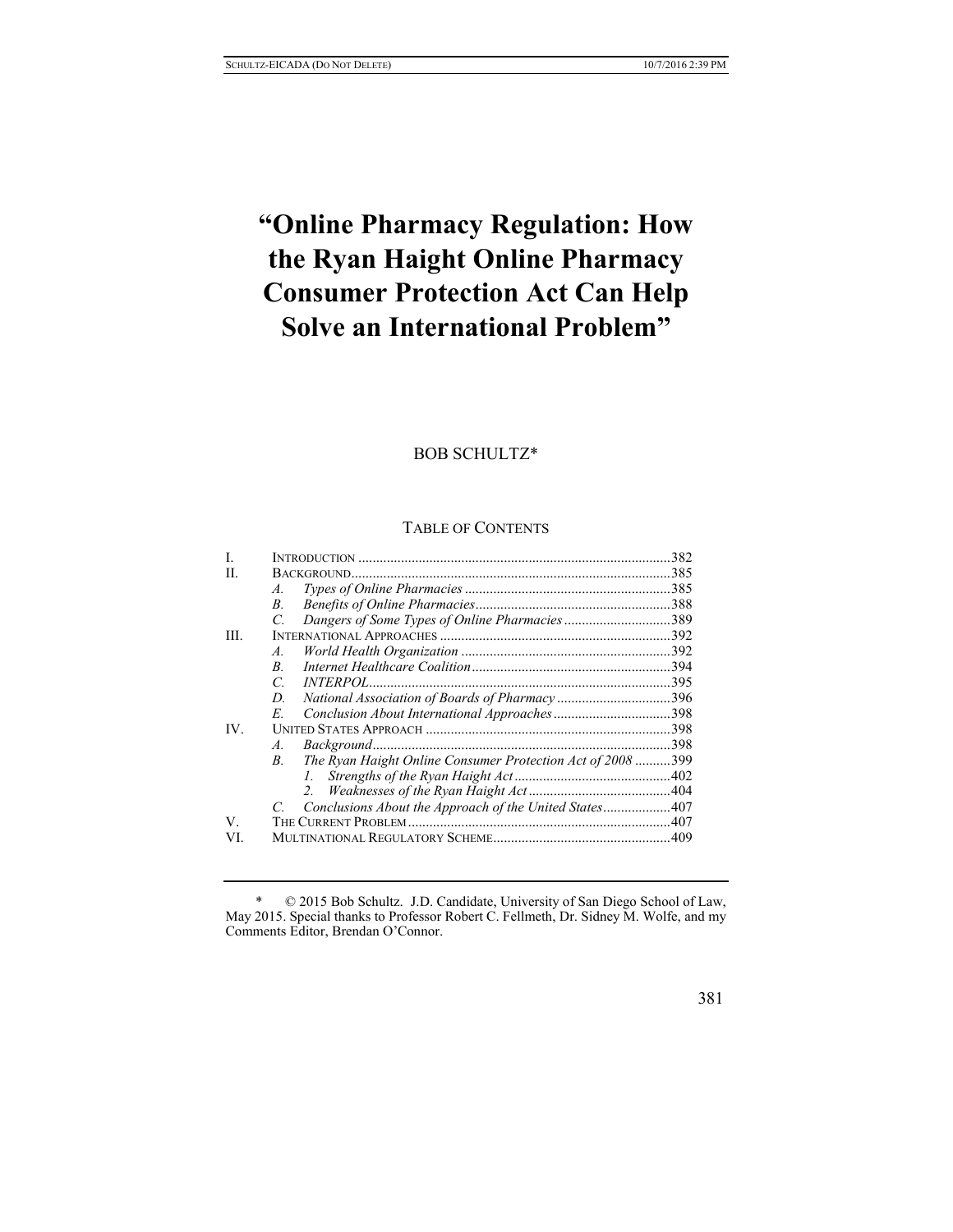# "Online Pharmacy Regulation: How the Ryan Haight Online Pharmacy Consumer Protection Act Can Help Solve an International Problem"

BOB SCHULTZ*

TABLE OF CONTENTS

| | | |
|---|---|---|
| I. | INTRODUCTION | 382 |
| II. | BACKGROUND | 385 |
| | *A. Types of Online Pharmacies* | 385 |
| | *B. Benefits of Online Pharmacies* | 388 |
| | *C. Dangers of Some Types of Online Pharmacies* | 389 |
| III. | INTERNATIONAL APPROACHES | 392 |
| | *A. World Health Organization* | 392 |
| | *B. Internet Healthcare Coalition* | 394 |
| | *C. INTERPOL* | 395 |
| | *D. National Association of Boards of Pharmacy* | 396 |
| | *E. Conclusion About International Approaches* | 398 |
| IV. | UNITED STATES APPROACH | 398 |
| | *A. Background* | 398 |
| | *B. The Ryan Haight Online Consumer Protection Act of 2008* | 399 |
| | *1. Strengths of the Ryan Haight Act* | 402 |
| | *2. Weaknesses of the Ryan Haight Act* | 404 |
| | *C. Conclusions About the Approach of the United States* | 407 |
| V. | THE CURRENT PROBLEM | 407 |
| VI. | MULTINATIONAL REGULATORY SCHEME | 409 |

\* © 2015 Bob Schultz. J.D. Candidate, University of San Diego School of Law, May 2015. Special thanks to Professor Robert C. Fellmeth, Dr. Sidney M. Wolfe, and my Comments Editor, Brendan O'Connor.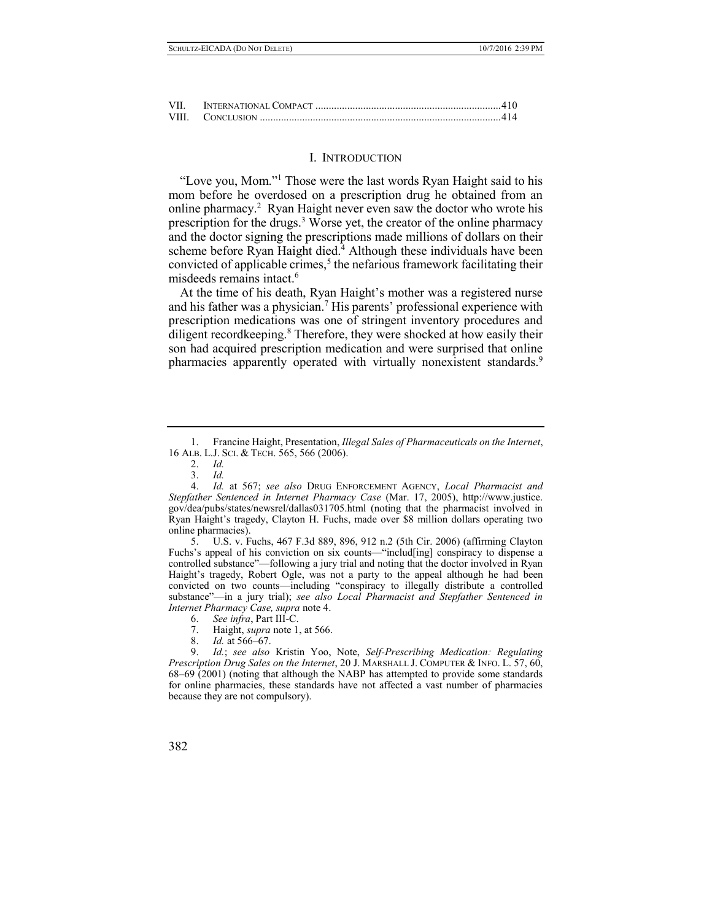| | | |
|---|---|---|
| VII. | INTERNATIONAL COMPACT | 410 |
| VIII. | CONCLUSION | 414 |

## I. INTRODUCTION

"Love you, Mom."[1] Those were the last words Ryan Haight said to his mom before he overdosed on a prescription drug he obtained from an online pharmacy.[2] Ryan Haight never even saw the doctor who wrote his prescription for the drugs.[3] Worse yet, the creator of the online pharmacy and the doctor signing the prescriptions made millions of dollars on their scheme before Ryan Haight died.[4] Although these individuals have been convicted of applicable crimes,[5] the nefarious framework facilitating their misdeeds remains intact.[6]

At the time of his death, Ryan Haight's mother was a registered nurse and his father was a physician.[7] His parents' professional experience with prescription medications was one of stringent inventory procedures and diligent recordkeeping.[8] Therefore, they were shocked at how easily their son had acquired prescription medication and were surprised that online pharmacies apparently operated with virtually nonexistent standards.[9]

---

1. Francine Haight, Presentation, *Illegal Sales of Pharmaceuticals on the Internet*, 16 ALB. L.J. SCI. & TECH. 565, 566 (2006).

2. *Id.*

3. *Id.*

4. *Id.* at 567; *see also* DRUG ENFORCEMENT AGENCY, *Local Pharmacist and Stepfather Sentenced in Internet Pharmacy Case* (Mar. 17, 2005), http://www.justice.gov/dea/pubs/states/newsrel/dallas031705.html (noting that the pharmacist involved in Ryan Haight's tragedy, Clayton H. Fuchs, made over $8 million dollars operating two online pharmacies).

5. U.S. v. Fuchs, 467 F.3d 889, 896, 912 n.2 (5th Cir. 2006) (affirming Clayton Fuchs's appeal of his conviction on six counts—"includ[ing] conspiracy to dispense a controlled substance"—following a jury trial and noting that the doctor involved in Ryan Haight's tragedy, Robert Ogle, was not a party to the appeal although he had been convicted on two counts—including "conspiracy to illegally distribute a controlled substance"—in a jury trial); *see also Local Pharmacist and Stepfather Sentenced in Internet Pharmacy Case, supra* note 4.

6. *See infra*, Part III-C.

7. Haight, *supra* note 1, at 566.

8. *Id.* at 566–67.

9. *Id.*; *see also* Kristin Yoo, Note, *Self-Prescribing Medication: Regulating Prescription Drug Sales on the Internet*, 20 J. MARSHALL J. COMPUTER & INFO. L. 57, 60, 68–69 (2001) (noting that although the NABP has attempted to provide some standards for online pharmacies, these standards have not affected a vast number of pharmacies because they are not compulsory).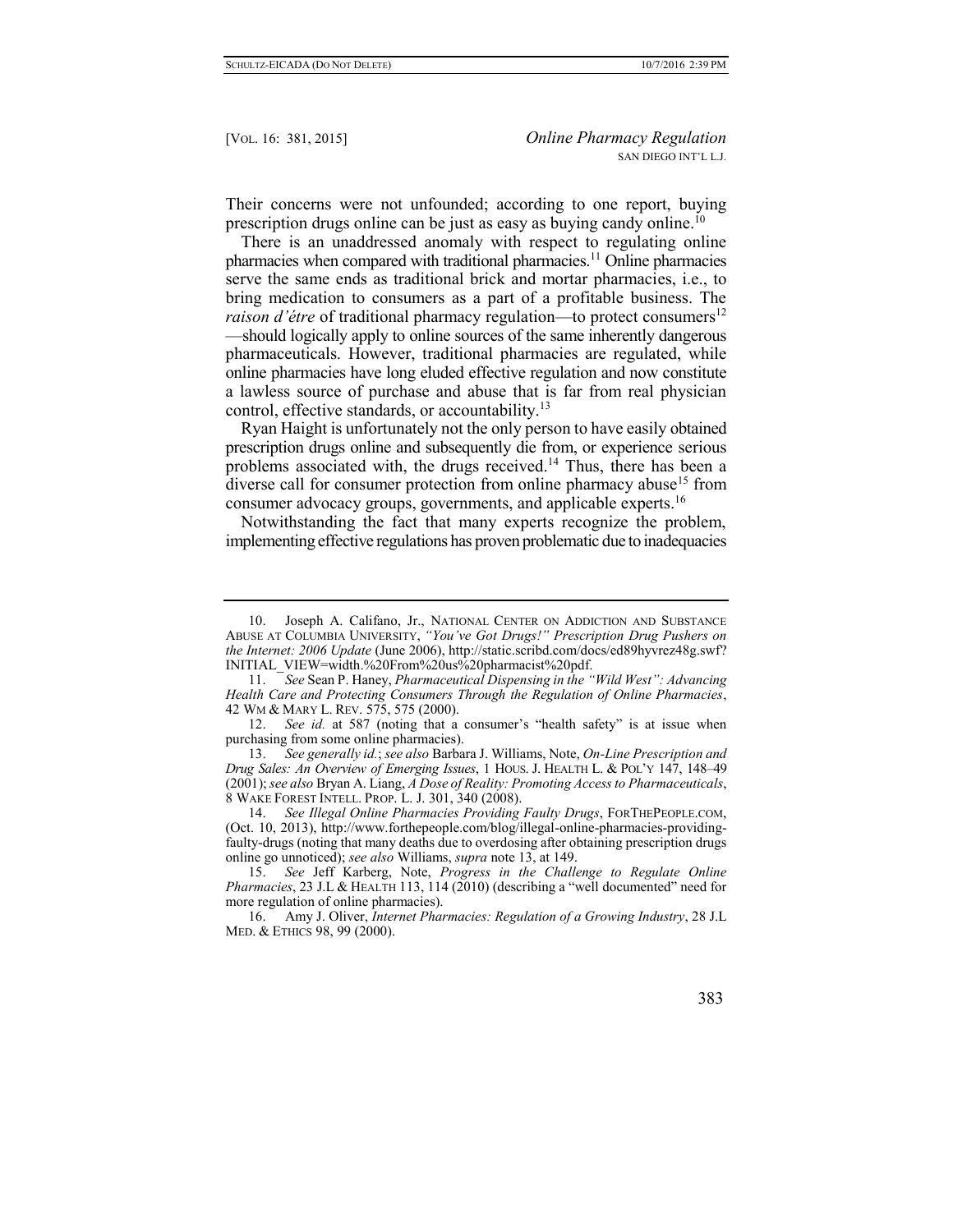Their concerns were not unfounded; according to one report, buying prescription drugs online can be just as easy as buying candy online.[10]

There is an unaddressed anomaly with respect to regulating online pharmacies when compared with traditional pharmacies.[11] Online pharmacies serve the same ends as traditional brick and mortar pharmacies, i.e., to bring medication to consumers as a part of a profitable business. The *raison d'étre* of traditional pharmacy regulation—to protect consumers[12]—should logically apply to online sources of the same inherently dangerous pharmaceuticals. However, traditional pharmacies are regulated, while online pharmacies have long eluded effective regulation and now constitute a lawless source of purchase and abuse that is far from real physician control, effective standards, or accountability.[13]

Ryan Haight is unfortunately not the only person to have easily obtained prescription drugs online and subsequently die from, or experience serious problems associated with, the drugs received.[14] Thus, there has been a diverse call for consumer protection from online pharmacy abuse[15] from consumer advocacy groups, governments, and applicable experts.[16]

Notwithstanding the fact that many experts recognize the problem, implementing effective regulations has proven problematic due to inadequacies

---

10. Joseph A. Califano, Jr., NATIONAL CENTER ON ADDICTION AND SUBSTANCE ABUSE AT COLUMBIA UNIVERSITY, *"You've Got Drugs!" Prescription Drug Pushers on the Internet: 2006 Update* (June 2006), http://static.scribd.com/docs/ed89hyvrez48g.swf?INITIAL_VIEW=width.%20From%20us%20pharmacist%20pdf.

11. *See* Sean P. Haney, *Pharmaceutical Dispensing in the "Wild West": Advancing Health Care and Protecting Consumers Through the Regulation of Online Pharmacies*, 42 WM & MARY L. REV. 575, 575 (2000).

12. *See id.* at 587 (noting that a consumer's "health safety" is at issue when purchasing from some online pharmacies).

13. *See generally id.*; *see also* Barbara J. Williams, Note, *On-Line Prescription and Drug Sales: An Overview of Emerging Issues*, 1 HOUS. J. HEALTH L. & POL'Y 147, 148–49 (2001); *see also* Bryan A. Liang, *A Dose of Reality: Promoting Access to Pharmaceuticals*, 8 WAKE FOREST INTELL. PROP. L. J. 301, 340 (2008).

14. *See Illegal Online Pharmacies Providing Faulty Drugs*, FORTHEPEOPLE.COM, (Oct. 10, 2013), http://www.forthepeople.com/blog/illegal-online-pharmacies-providing-faulty-drugs (noting that many deaths due to overdosing after obtaining prescription drugs online go unnoticed); *see also* Williams, *supra* note 13, at 149.

15. *See* Jeff Karberg, Note, *Progress in the Challenge to Regulate Online Pharmacies*, 23 J.L & HEALTH 113, 114 (2010) (describing a "well documented" need for more regulation of online pharmacies).

16. Amy J. Oliver, *Internet Pharmacies: Regulation of a Growing Industry*, 28 J.L MED. & ETHICS 98, 99 (2000).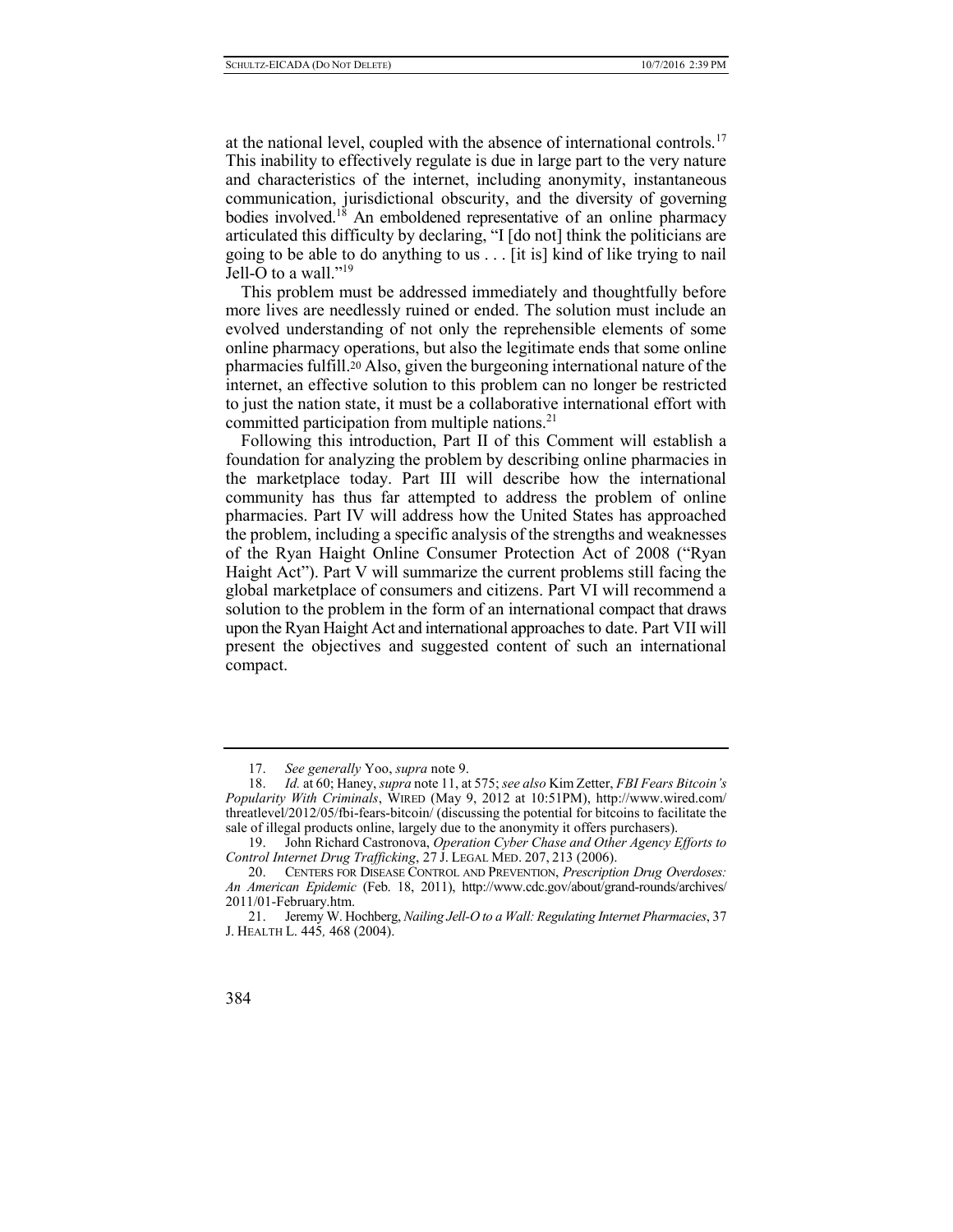at the national level, coupled with the absence of international controls.[17] This inability to effectively regulate is due in large part to the very nature and characteristics of the internet, including anonymity, instantaneous communication, jurisdictional obscurity, and the diversity of governing bodies involved.[18] An emboldened representative of an online pharmacy articulated this difficulty by declaring, "I [do not] think the politicians are going to be able to do anything to us . . . [it is] kind of like trying to nail Jell-O to a wall."[19]

This problem must be addressed immediately and thoughtfully before more lives are needlessly ruined or ended. The solution must include an evolved understanding of not only the reprehensible elements of some online pharmacy operations, but also the legitimate ends that some online pharmacies fulfill.[20] Also, given the burgeoning international nature of the internet, an effective solution to this problem can no longer be restricted to just the nation state, it must be a collaborative international effort with committed participation from multiple nations.[21]

Following this introduction, Part II of this Comment will establish a foundation for analyzing the problem by describing online pharmacies in the marketplace today. Part III will describe how the international community has thus far attempted to address the problem of online pharmacies. Part IV will address how the United States has approached the problem, including a specific analysis of the strengths and weaknesses of the Ryan Haight Online Consumer Protection Act of 2008 ("Ryan Haight Act"). Part V will summarize the current problems still facing the global marketplace of consumers and citizens. Part VI will recommend a solution to the problem in the form of an international compact that draws upon the Ryan Haight Act and international approaches to date. Part VII will present the objectives and suggested content of such an international compact.

---

17. *See generally* Yoo, *supra* note 9.

18. *Id.* at 60; Haney, *supra* note 11, at 575; *see also* Kim Zetter, *FBI Fears Bitcoin's Popularity With Criminals*, WIRED (May 9, 2012 at 10:51PM), http://www.wired.com/threatlevel/2012/05/fbi-fears-bitcoin/ (discussing the potential for bitcoins to facilitate the sale of illegal products online, largely due to the anonymity it offers purchasers).

19. John Richard Castronova, *Operation Cyber Chase and Other Agency Efforts to Control Internet Drug Trafficking*, 27 J. LEGAL MED. 207, 213 (2006).

20. CENTERS FOR DISEASE CONTROL AND PREVENTION, *Prescription Drug Overdoses: An American Epidemic* (Feb. 18, 2011), http://www.cdc.gov/about/grand-rounds/archives/2011/01-February.htm.

21. Jeremy W. Hochberg, *Nailing Jell-O to a Wall: Regulating Internet Pharmacies*, 37 J. HEALTH L. 445, 468 (2004).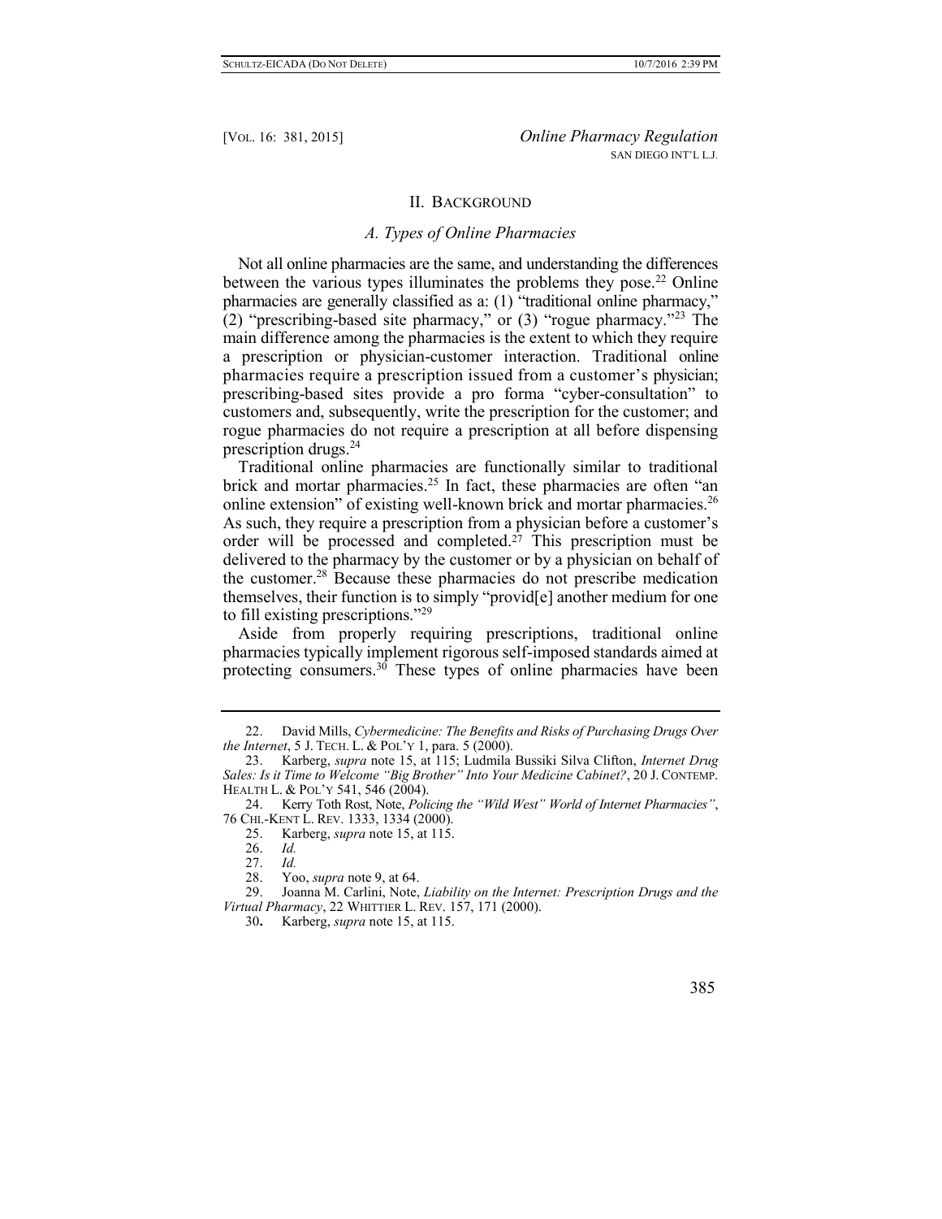## II. Background

### *A. Types of Online Pharmacies*

Not all online pharmacies are the same, and understanding the differences between the various types illuminates the problems they pose.[22] Online pharmacies are generally classified as a: (1) "traditional online pharmacy," (2) "prescribing-based site pharmacy," or (3) "rogue pharmacy."[23] The main difference among the pharmacies is the extent to which they require a prescription or physician-customer interaction. Traditional online pharmacies require a prescription issued from a customer's physician; prescribing-based sites provide a pro forma "cyber-consultation" to customers and, subsequently, write the prescription for the customer; and rogue pharmacies do not require a prescription at all before dispensing prescription drugs.[24]

Traditional online pharmacies are functionally similar to traditional brick and mortar pharmacies.[25] In fact, these pharmacies are often "an online extension" of existing well-known brick and mortar pharmacies.[26] As such, they require a prescription from a physician before a customer's order will be processed and completed.[27] This prescription must be delivered to the pharmacy by the customer or by a physician on behalf of the customer.[28] Because these pharmacies do not prescribe medication themselves, their function is to simply "provid[e] another medium for one to fill existing prescriptions."[29]

Aside from properly requiring prescriptions, traditional online pharmacies typically implement rigorous self-imposed standards aimed at protecting consumers.[30] These types of online pharmacies have been

---

22. David Mills, *Cybermedicine: The Benefits and Risks of Purchasing Drugs Over the Internet*, 5 J. Tech. L. & Pol'y 1, para. 5 (2000).

23. Karberg, *supra* note 15, at 115; Ludmila Bussiki Silva Clifton, *Internet Drug Sales: Is it Time to Welcome "Big Brother" Into Your Medicine Cabinet?*, 20 J. Contemp. Health L. & Pol'y 541, 546 (2004).

24. Kerry Toth Rost, Note, *Policing the "Wild West" World of Internet Pharmacies"*, 76 Chi.-Kent L. Rev. 1333, 1334 (2000).

25. Karberg, *supra* note 15, at 115.

26. *Id.*

27. *Id.*

28. Yoo, *supra* note 9, at 64.

29. Joanna M. Carlini, Note, *Liability on the Internet: Prescription Drugs and the Virtual Pharmacy*, 22 Whittier L. Rev. 157, 171 (2000).

30. Karberg, *supra* note 15, at 115.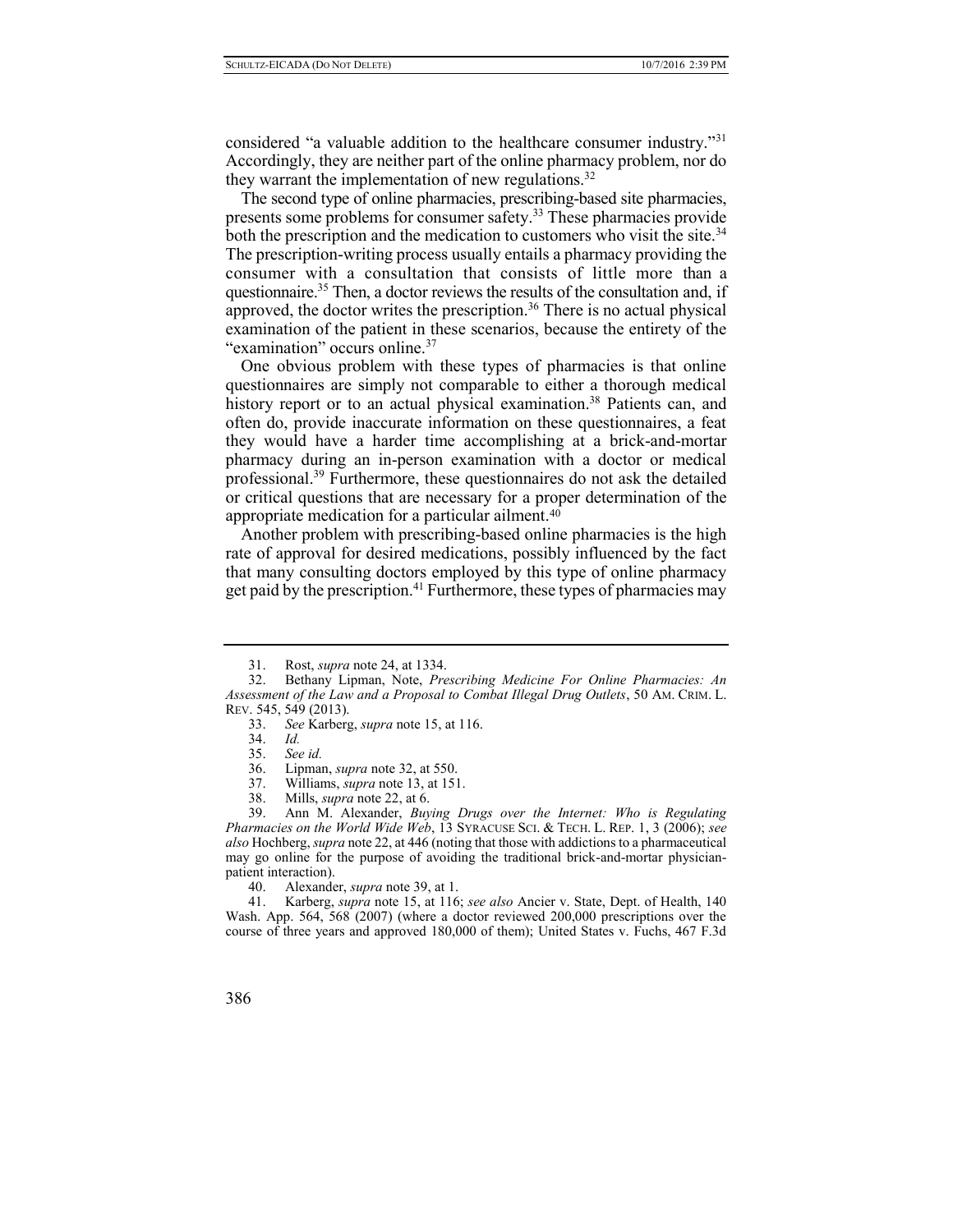considered "a valuable addition to the healthcare consumer industry."[31] Accordingly, they are neither part of the online pharmacy problem, nor do they warrant the implementation of new regulations.[32]

The second type of online pharmacies, prescribing-based site pharmacies, presents some problems for consumer safety.[33] These pharmacies provide both the prescription and the medication to customers who visit the site.[34] The prescription-writing process usually entails a pharmacy providing the consumer with a consultation that consists of little more than a questionnaire.[35] Then, a doctor reviews the results of the consultation and, if approved, the doctor writes the prescription.[36] There is no actual physical examination of the patient in these scenarios, because the entirety of the "examination" occurs online.[37]

One obvious problem with these types of pharmacies is that online questionnaires are simply not comparable to either a thorough medical history report or to an actual physical examination.[38] Patients can, and often do, provide inaccurate information on these questionnaires, a feat they would have a harder time accomplishing at a brick-and-mortar pharmacy during an in-person examination with a doctor or medical professional.[39] Furthermore, these questionnaires do not ask the detailed or critical questions that are necessary for a proper determination of the appropriate medication for a particular ailment.[40]

Another problem with prescribing-based online pharmacies is the high rate of approval for desired medications, possibly influenced by the fact that many consulting doctors employed by this type of online pharmacy get paid by the prescription.[41] Furthermore, these types of pharmacies may

---

31. Rost, *supra* note 24, at 1334.

32. Bethany Lipman, Note, *Prescribing Medicine For Online Pharmacies: An Assessment of the Law and a Proposal to Combat Illegal Drug Outlets*, 50 AM. CRIM. L. REV. 545, 549 (2013).

33. *See* Karberg, *supra* note 15, at 116.

34. *Id.*

35. *See id.*

36. Lipman, *supra* note 32, at 550.

37. Williams, *supra* note 13, at 151.

38. Mills, *supra* note 22, at 6.

39. Ann M. Alexander, *Buying Drugs over the Internet: Who is Regulating Pharmacies on the World Wide Web*, 13 SYRACUSE SCI. & TECH. L. REP. 1, 3 (2006); *see also* Hochberg, *supra* note 22, at 446 (noting that those with addictions to a pharmaceutical may go online for the purpose of avoiding the traditional brick-and-mortar physician-patient interaction).

40. Alexander, *supra* note 39, at 1.

41. Karberg, *supra* note 15, at 116; *see also* Ancier v. State, Dept. of Health, 140 Wash. App. 564, 568 (2007) (where a doctor reviewed 200,000 prescriptions over the course of three years and approved 180,000 of them); United States v. Fuchs, 467 F.3d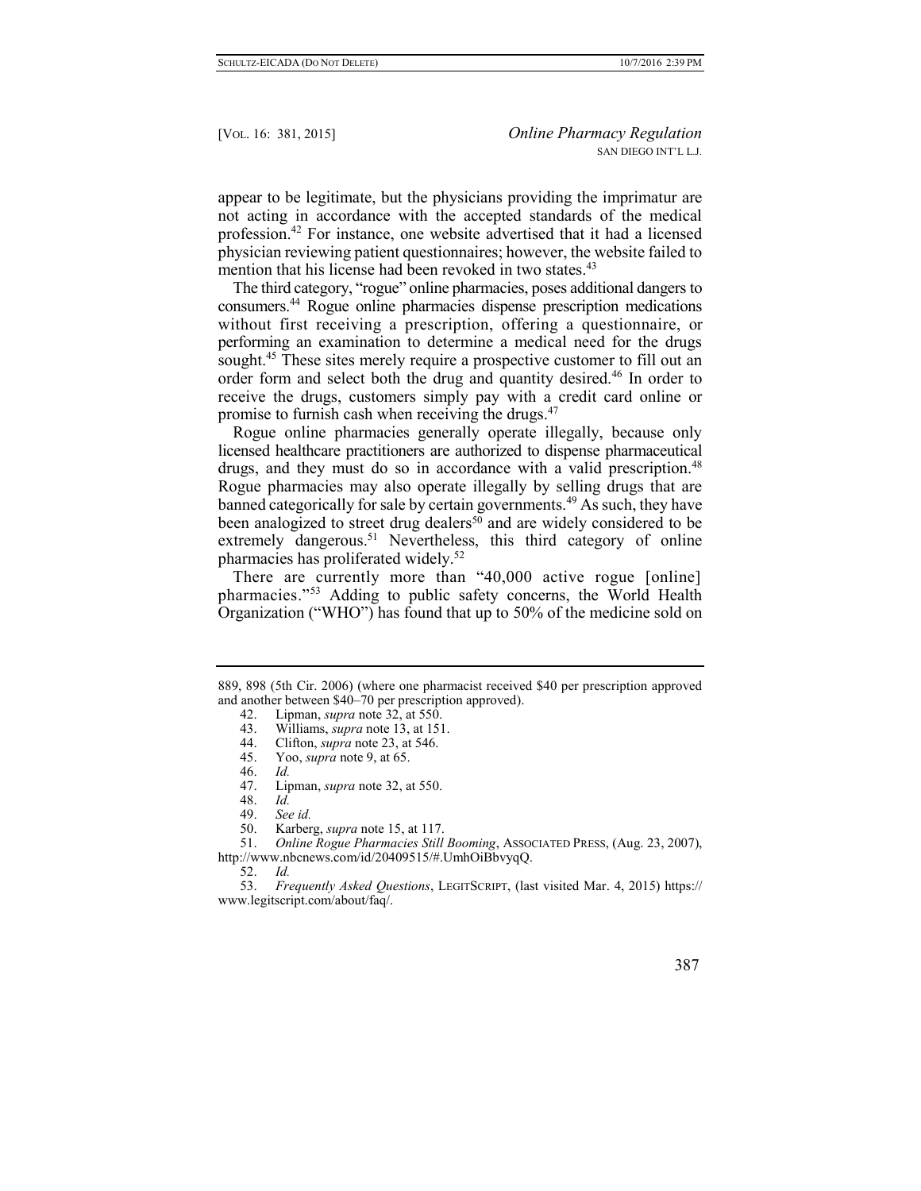appear to be legitimate, but the physicians providing the imprimatur are not acting in accordance with the accepted standards of the medical profession.[42] For instance, one website advertised that it had a licensed physician reviewing patient questionnaires; however, the website failed to mention that his license had been revoked in two states.[43]

The third category, "rogue" online pharmacies, poses additional dangers to consumers.[44] Rogue online pharmacies dispense prescription medications without first receiving a prescription, offering a questionnaire, or performing an examination to determine a medical need for the drugs sought.[45] These sites merely require a prospective customer to fill out an order form and select both the drug and quantity desired.[46] In order to receive the drugs, customers simply pay with a credit card online or promise to furnish cash when receiving the drugs.[47]

Rogue online pharmacies generally operate illegally, because only licensed healthcare practitioners are authorized to dispense pharmaceutical drugs, and they must do so in accordance with a valid prescription.[48] Rogue pharmacies may also operate illegally by selling drugs that are banned categorically for sale by certain governments.[49] As such, they have been analogized to street drug dealers[50] and are widely considered to be extremely dangerous.[51] Nevertheless, this third category of online pharmacies has proliferated widely.[52]

There are currently more than "40,000 active rogue [online] pharmacies."[53] Adding to public safety concerns, the World Health Organization ("WHO") has found that up to 50% of the medicine sold on

---

889, 898 (5th Cir. 2006) (where one pharmacist received $40 per prescription approved and another between $40–70 per prescription approved).

42. Lipman, *supra* note 32, at 550.
43. Williams, *supra* note 13, at 151.
44. Clifton, *supra* note 23, at 546.
45. Yoo, *supra* note 9, at 65.
46. *Id.*
47. Lipman, *supra* note 32, at 550.
48. *Id.*
49. *See id.*
50. Karberg, *supra* note 15, at 117.
51. *Online Rogue Pharmacies Still Booming*, ASSOCIATED PRESS, (Aug. 23, 2007), http://www.nbcnews.com/id/20409515/#.UmhOiBbvyqQ.
52. *Id.*
53. *Frequently Asked Questions*, LEGITSCRIPT, (last visited Mar. 4, 2015) https://www.legitscript.com/about/faq/.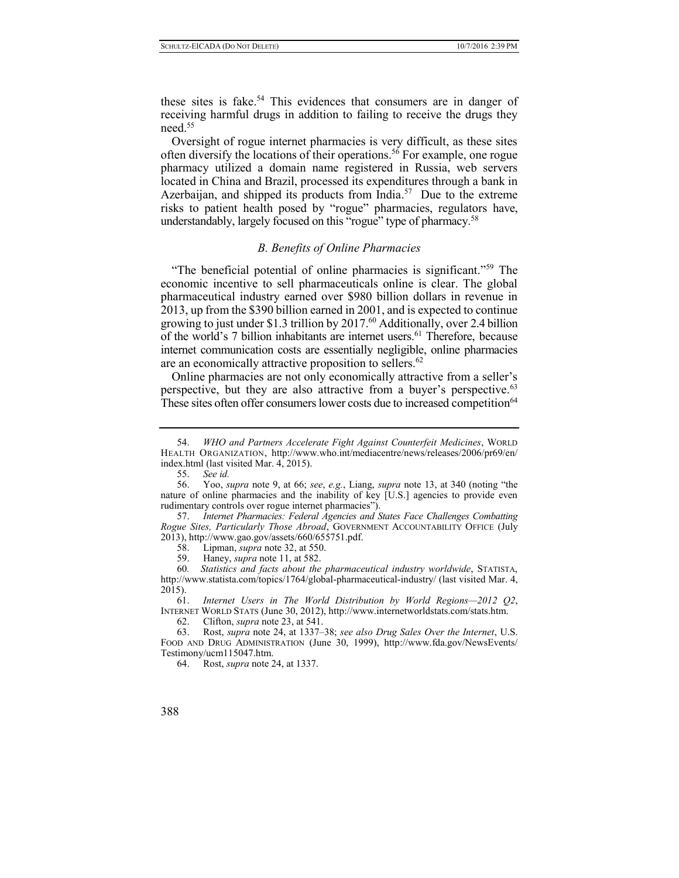these sites is fake.[54] This evidences that consumers are in danger of receiving harmful drugs in addition to failing to receive the drugs they need.[55]

Oversight of rogue internet pharmacies is very difficult, as these sites often diversify the locations of their operations.[56] For example, one rogue pharmacy utilized a domain name registered in Russia, web servers located in China and Brazil, processed its expenditures through a bank in Azerbaijan, and shipped its products from India.[57] Due to the extreme risks to patient health posed by "rogue" pharmacies, regulators have, understandably, largely focused on this "rogue" type of pharmacy.[58]

### *B. Benefits of Online Pharmacies*

"The beneficial potential of online pharmacies is significant."[59] The economic incentive to sell pharmaceuticals online is clear. The global pharmaceutical industry earned over $980 billion dollars in revenue in 2013, up from the $390 billion earned in 2001, and is expected to continue growing to just under $1.3 trillion by 2017.[60] Additionally, over 2.4 billion of the world's 7 billion inhabitants are internet users.[61] Therefore, because internet communication costs are essentially negligible, online pharmacies are an economically attractive proposition to sellers.[62]

Online pharmacies are not only economically attractive from a seller's perspective, but they are also attractive from a buyer's perspective.[63] These sites often offer consumers lower costs due to increased competition[64]

---

54. *WHO and Partners Accelerate Fight Against Counterfeit Medicines*, WORLD HEALTH ORGANIZATION, http://www.who.int/mediacentre/news/releases/2006/pr69/en/index.html (last visited Mar. 4, 2015).

55. *See id.*

56. Yoo, *supra* note 9, at 66; *see*, *e.g.*, Liang, *supra* note 13, at 340 (noting "the nature of online pharmacies and the inability of key [U.S.] agencies to provide even rudimentary controls over rogue internet pharmacies").

57. *Internet Pharmacies: Federal Agencies and States Face Challenges Combatting Rogue Sites, Particularly Those Abroad*, GOVERNMENT ACCOUNTABILITY OFFICE (July 2013), http://www.gao.gov/assets/660/655751.pdf.

58. Lipman, *supra* note 32, at 550.

59. Haney, *supra* note 11, at 582.

60. *Statistics and facts about the pharmaceutical industry worldwide*, STATISTA, http://www.statista.com/topics/1764/global-pharmaceutical-industry/ (last visited Mar. 4, 2015).

61. *Internet Users in The World Distribution by World Regions—2012 Q2*, INTERNET WORLD STATS (June 30, 2012), http://www.internetworldstats.com/stats.htm.

62. Clifton, *supra* note 23, at 541.

63. Rost, *supra* note 24, at 1337–38; *see also Drug Sales Over the Internet*, U.S. FOOD AND DRUG ADMINISTRATION (June 30, 1999), http://www.fda.gov/NewsEvents/Testimony/ucm115047.htm.

64. Rost, *supra* note 24, at 1337.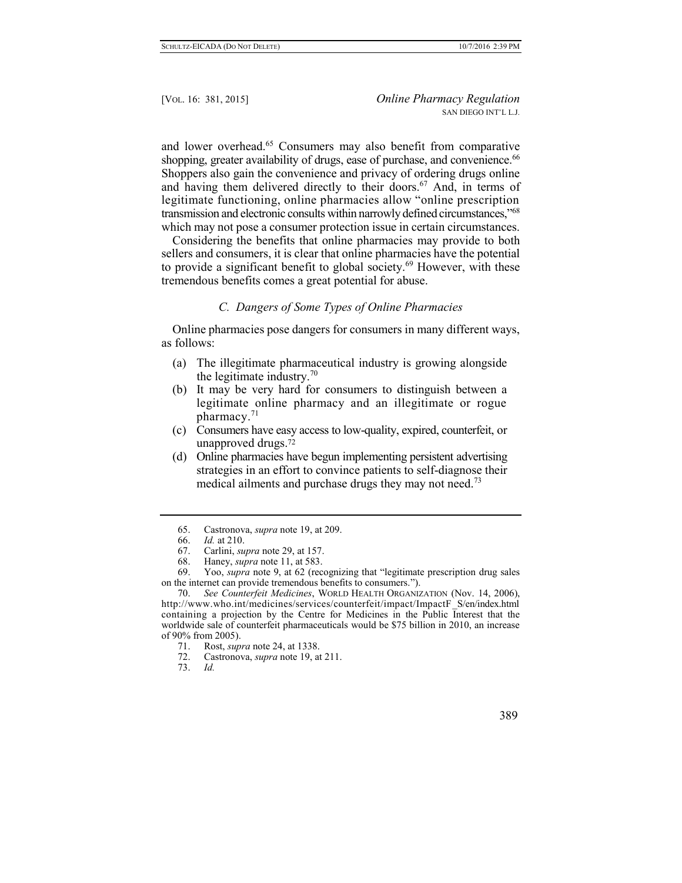and lower overhead.[65] Consumers may also benefit from comparative shopping, greater availability of drugs, ease of purchase, and convenience.[66] Shoppers also gain the convenience and privacy of ordering drugs online and having them delivered directly to their doors.[67] And, in terms of legitimate functioning, online pharmacies allow "online prescription transmission and electronic consults within narrowly defined circumstances,"[68] which may not pose a consumer protection issue in certain circumstances.

Considering the benefits that online pharmacies may provide to both sellers and consumers, it is clear that online pharmacies have the potential to provide a significant benefit to global society.[69] However, with these tremendous benefits comes a great potential for abuse.

### *C. Dangers of Some Types of Online Pharmacies*

Online pharmacies pose dangers for consumers in many different ways, as follows:

(a) The illegitimate pharmaceutical industry is growing alongside the legitimate industry.[70]

(b) It may be very hard for consumers to distinguish between a legitimate online pharmacy and an illegitimate or rogue pharmacy.[71]

(c) Consumers have easy access to low-quality, expired, counterfeit, or unapproved drugs.[72]

(d) Online pharmacies have begun implementing persistent advertising strategies in an effort to convince patients to self-diagnose their medical ailments and purchase drugs they may not need.[73]

---

65. Castronova, *supra* note 19, at 209.

66. *Id.* at 210.

67. Carlini, *supra* note 29, at 157.

68. Haney, *supra* note 11, at 583.

69. Yoo, *supra* note 9, at 62 (recognizing that "legitimate prescription drug sales on the internet can provide tremendous benefits to consumers.").

70. *See Counterfeit Medicines*, WORLD HEALTH ORGANIZATION (Nov. 14, 2006), http://www.who.int/medicines/services/counterfeit/impact/ImpactF_S/en/index.html containing a projection by the Centre for Medicines in the Public Interest that the worldwide sale of counterfeit pharmaceuticals would be $75 billion in 2010, an increase of 90% from 2005).

71. Rost, *supra* note 24, at 1338.

72. Castronova, *supra* note 19, at 211.

73. *Id.*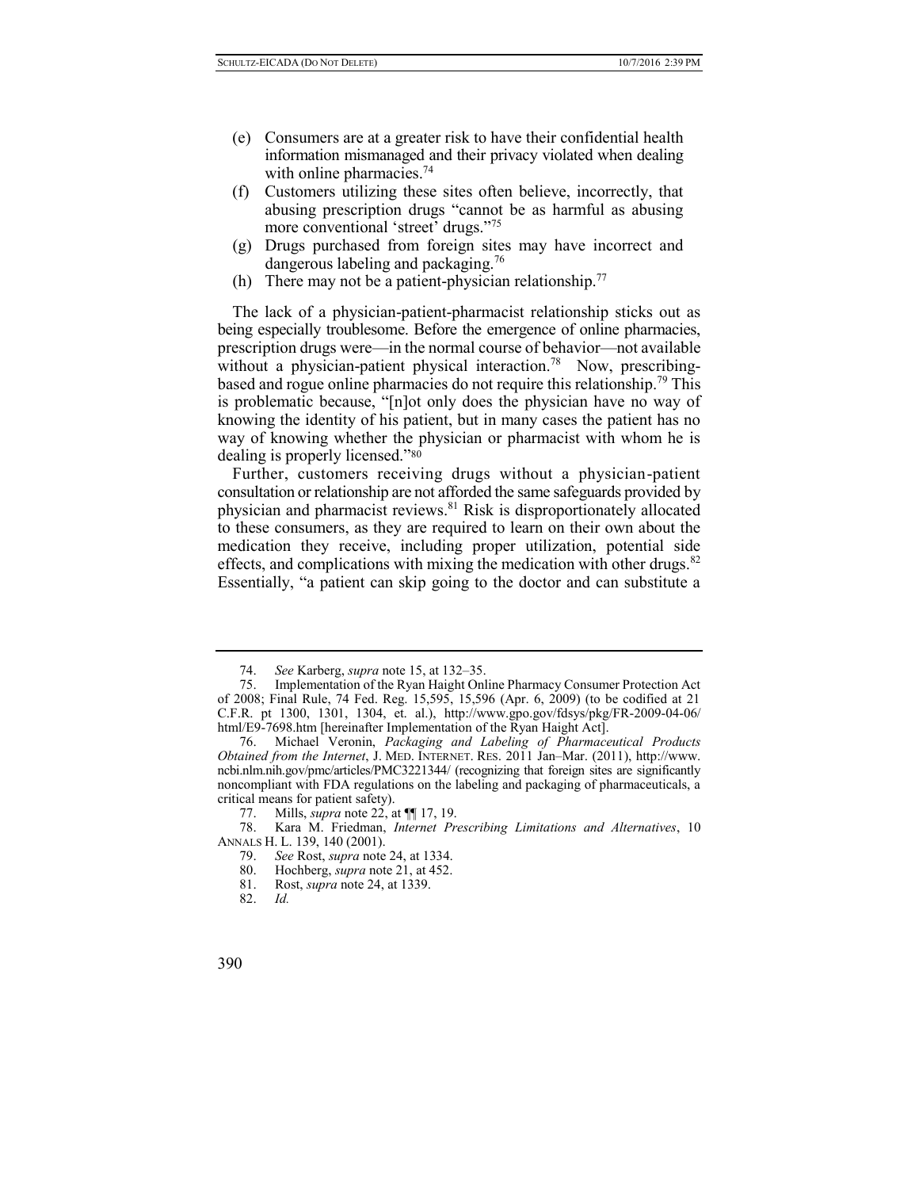(e) Consumers are at a greater risk to have their confidential health information mismanaged and their privacy violated when dealing with online pharmacies.[74]

(f) Customers utilizing these sites often believe, incorrectly, that abusing prescription drugs "cannot be as harmful as abusing more conventional 'street' drugs."[75]

(g) Drugs purchased from foreign sites may have incorrect and dangerous labeling and packaging.[76]

(h) There may not be a patient-physician relationship.[77]

The lack of a physician-patient-pharmacist relationship sticks out as being especially troublesome. Before the emergence of online pharmacies, prescription drugs were—in the normal course of behavior—not available without a physician-patient physical interaction.[78] Now, prescribing-based and rogue online pharmacies do not require this relationship.[79] This is problematic because, "[n]ot only does the physician have no way of knowing the identity of his patient, but in many cases the patient has no way of knowing whether the physician or pharmacist with whom he is dealing is properly licensed."[80]

Further, customers receiving drugs without a physician-patient consultation or relationship are not afforded the same safeguards provided by physician and pharmacist reviews.[81] Risk is disproportionately allocated to these consumers, as they are required to learn on their own about the medication they receive, including proper utilization, potential side effects, and complications with mixing the medication with other drugs.[82] Essentially, "a patient can skip going to the doctor and can substitute a

---

74. *See* Karberg, *supra* note 15, at 132–35.

75. Implementation of the Ryan Haight Online Pharmacy Consumer Protection Act of 2008; Final Rule, 74 Fed. Reg. 15,595, 15,596 (Apr. 6, 2009) (to be codified at 21 C.F.R. pt 1300, 1301, 1304, et. al.), http://www.gpo.gov/fdsys/pkg/FR-2009-04-06/html/E9-7698.htm [hereinafter Implementation of the Ryan Haight Act].

76. Michael Veronin, *Packaging and Labeling of Pharmaceutical Products Obtained from the Internet*, J. MED. INTERNET. RES. 2011 Jan–Mar. (2011), http://www.ncbi.nlm.nih.gov/pmc/articles/PMC3221344/ (recognizing that foreign sites are significantly noncompliant with FDA regulations on the labeling and packaging of pharmaceuticals, a critical means for patient safety).

77. Mills, *supra* note 22, at ¶¶ 17, 19.

78. Kara M. Friedman, *Internet Prescribing Limitations and Alternatives*, 10 ANNALS H. L. 139, 140 (2001).

79. *See* Rost, *supra* note 24, at 1334.

80. Hochberg, *supra* note 21, at 452.

81. Rost, *supra* note 24, at 1339.

82. *Id.*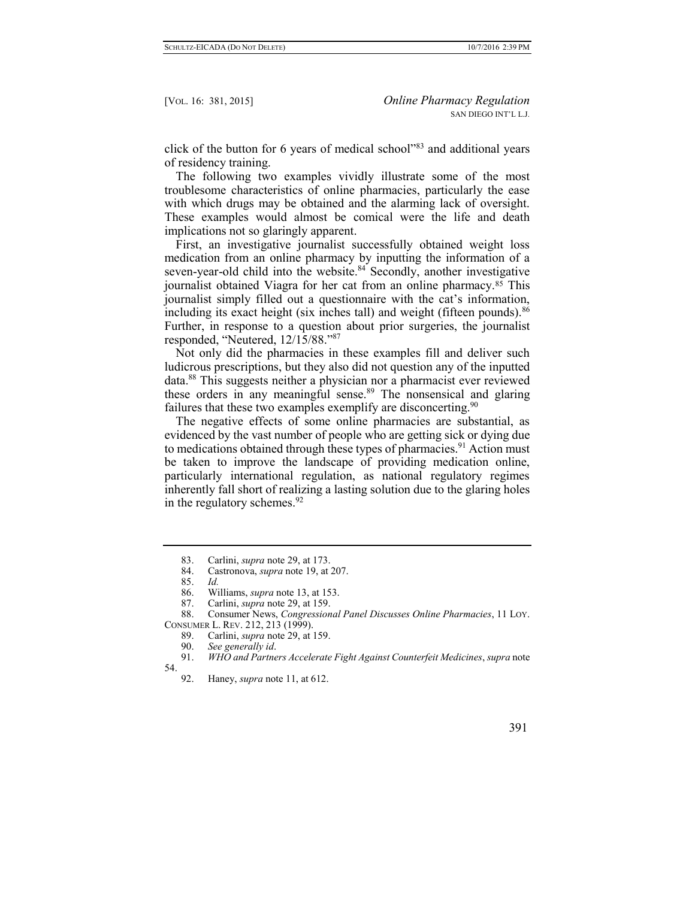click of the button for 6 years of medical school"[83] and additional years of residency training.

The following two examples vividly illustrate some of the most troublesome characteristics of online pharmacies, particularly the ease with which drugs may be obtained and the alarming lack of oversight. These examples would almost be comical were the life and death implications not so glaringly apparent.

First, an investigative journalist successfully obtained weight loss medication from an online pharmacy by inputting the information of a seven-year-old child into the website.[84] Secondly, another investigative journalist obtained Viagra for her cat from an online pharmacy.[85] This journalist simply filled out a questionnaire with the cat's information, including its exact height (six inches tall) and weight (fifteen pounds).[86] Further, in response to a question about prior surgeries, the journalist responded, "Neutered, 12/15/88."[87]

Not only did the pharmacies in these examples fill and deliver such ludicrous prescriptions, but they also did not question any of the inputted data.[88] This suggests neither a physician nor a pharmacist ever reviewed these orders in any meaningful sense.[89] The nonsensical and glaring failures that these two examples exemplify are disconcerting.[90]

The negative effects of some online pharmacies are substantial, as evidenced by the vast number of people who are getting sick or dying due to medications obtained through these types of pharmacies.[91] Action must be taken to improve the landscape of providing medication online, particularly international regulation, as national regulatory regimes inherently fall short of realizing a lasting solution due to the glaring holes in the regulatory schemes.[92]

---

83. Carlini, *supra* note 29, at 173.
84. Castronova, *supra* note 19, at 207.
85. *Id.*
86. Williams, *supra* note 13, at 153.
87. Carlini, *supra* note 29, at 159.
88. Consumer News, *Congressional Panel Discusses Online Pharmacies*, 11 LOY. CONSUMER L. REV. 212, 213 (1999).
89. Carlini, *supra* note 29, at 159.
90. *See generally id*.
91. *WHO and Partners Accelerate Fight Against Counterfeit Medicines*, *supra* note 54.
92. Haney, *supra* note 11, at 612.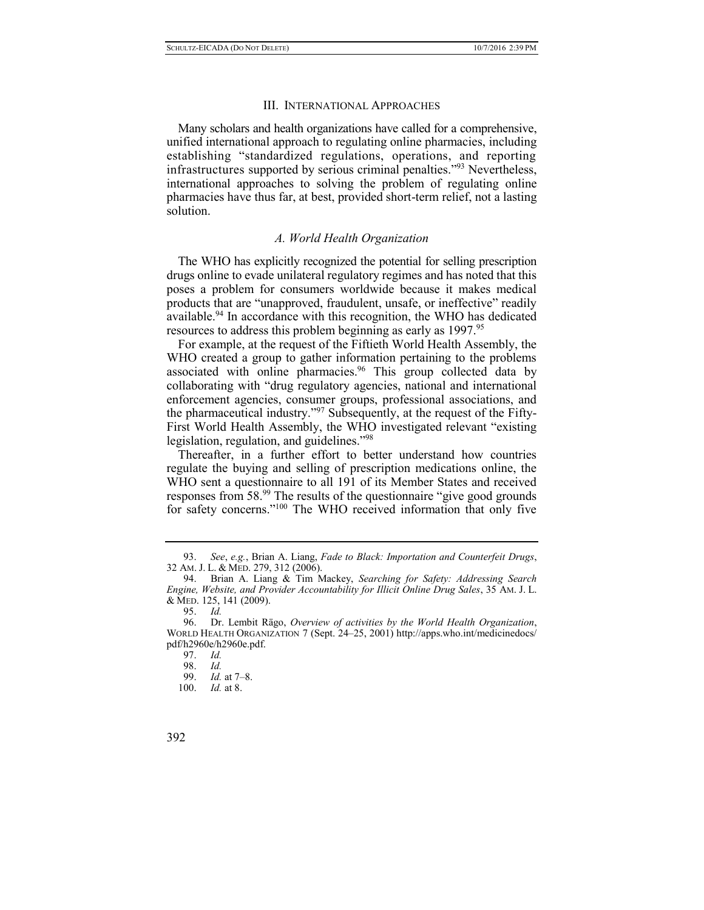## III. INTERNATIONAL APPROACHES

Many scholars and health organizations have called for a comprehensive, unified international approach to regulating online pharmacies, including establishing "standardized regulations, operations, and reporting infrastructures supported by serious criminal penalties."[93] Nevertheless, international approaches to solving the problem of regulating online pharmacies have thus far, at best, provided short-term relief, not a lasting solution.

### *A. World Health Organization*

The WHO has explicitly recognized the potential for selling prescription drugs online to evade unilateral regulatory regimes and has noted that this poses a problem for consumers worldwide because it makes medical products that are "unapproved, fraudulent, unsafe, or ineffective" readily available.[94] In accordance with this recognition, the WHO has dedicated resources to address this problem beginning as early as 1997.[95]

For example, at the request of the Fiftieth World Health Assembly, the WHO created a group to gather information pertaining to the problems associated with online pharmacies.[96] This group collected data by collaborating with "drug regulatory agencies, national and international enforcement agencies, consumer groups, professional associations, and the pharmaceutical industry."[97] Subsequently, at the request of the Fifty-First World Health Assembly, the WHO investigated relevant "existing legislation, regulation, and guidelines."[98]

Thereafter, in a further effort to better understand how countries regulate the buying and selling of prescription medications online, the WHO sent a questionnaire to all 191 of its Member States and received responses from 58.[99] The results of the questionnaire "give good grounds for safety concerns."[100] The WHO received information that only five

---

93. *See*, *e.g.*, Brian A. Liang, *Fade to Black: Importation and Counterfeit Drugs*, 32 AM. J. L. & MED. 279, 312 (2006).

94. Brian A. Liang & Tim Mackey, *Searching for Safety: Addressing Search Engine, Website, and Provider Accountability for Illicit Online Drug Sales*, 35 AM. J. L. & MED. 125, 141 (2009).

95. *Id.*

96. Dr. Lembit Rägo, *Overview of activities by the World Health Organization*, WORLD HEALTH ORGANIZATION 7 (Sept. 24–25, 2001) http://apps.who.int/medicinedocs/pdf/h2960e/h2960e.pdf.

97. *Id.*

98. *Id.*

99. *Id.* at 7–8.

100. *Id.* at 8.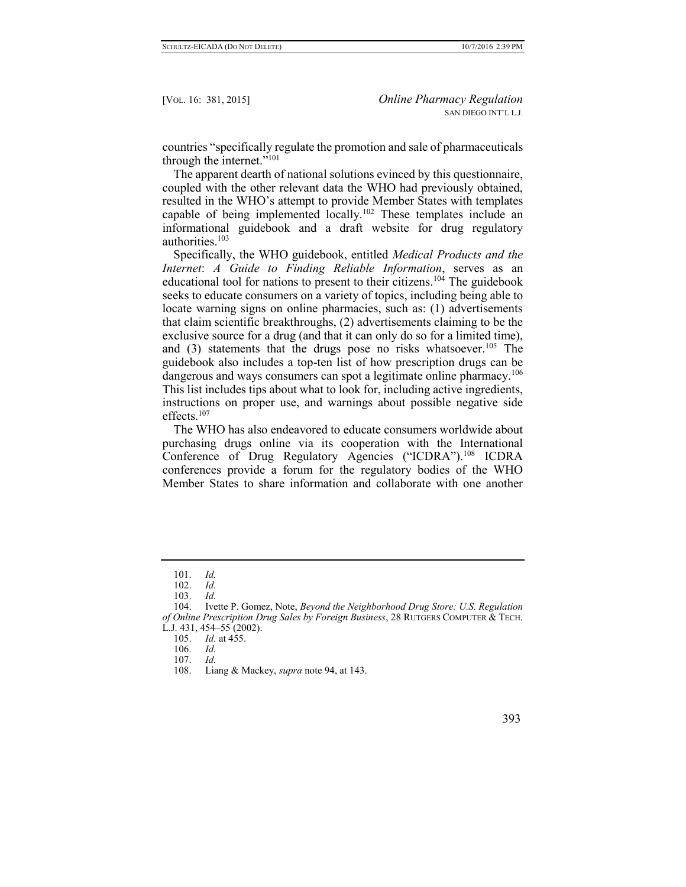countries "specifically regulate the promotion and sale of pharmaceuticals through the internet."[101]

The apparent dearth of national solutions evinced by this questionnaire, coupled with the other relevant data the WHO had previously obtained, resulted in the WHO's attempt to provide Member States with templates capable of being implemented locally.[102] These templates include an informational guidebook and a draft website for drug regulatory authorities.[103]

Specifically, the WHO guidebook, entitled *Medical Products and the Internet*: *A Guide to Finding Reliable Information*, serves as an educational tool for nations to present to their citizens.[104] The guidebook seeks to educate consumers on a variety of topics, including being able to locate warning signs on online pharmacies, such as: (1) advertisements that claim scientific breakthroughs, (2) advertisements claiming to be the exclusive source for a drug (and that it can only do so for a limited time), and (3) statements that the drugs pose no risks whatsoever.[105] The guidebook also includes a top-ten list of how prescription drugs can be dangerous and ways consumers can spot a legitimate online pharmacy.[106] This list includes tips about what to look for, including active ingredients, instructions on proper use, and warnings about possible negative side effects.[107]

The WHO has also endeavored to educate consumers worldwide about purchasing drugs online via its cooperation with the International Conference of Drug Regulatory Agencies ("ICDRA").[108] ICDRA conferences provide a forum for the regulatory bodies of the WHO Member States to share information and collaborate with one another

---

101. *Id.*

102. *Id.*

103. *Id.*

104. Ivette P. Gomez, Note, *Beyond the Neighborhood Drug Store: U.S. Regulation of Online Prescription Drug Sales by Foreign Business*, 28 RUTGERS COMPUTER & TECH. L.J. 431, 454–55 (2002).

105. *Id.* at 455.

106. *Id.*

107. *Id.*

108. Liang & Mackey, *supra* note 94, at 143.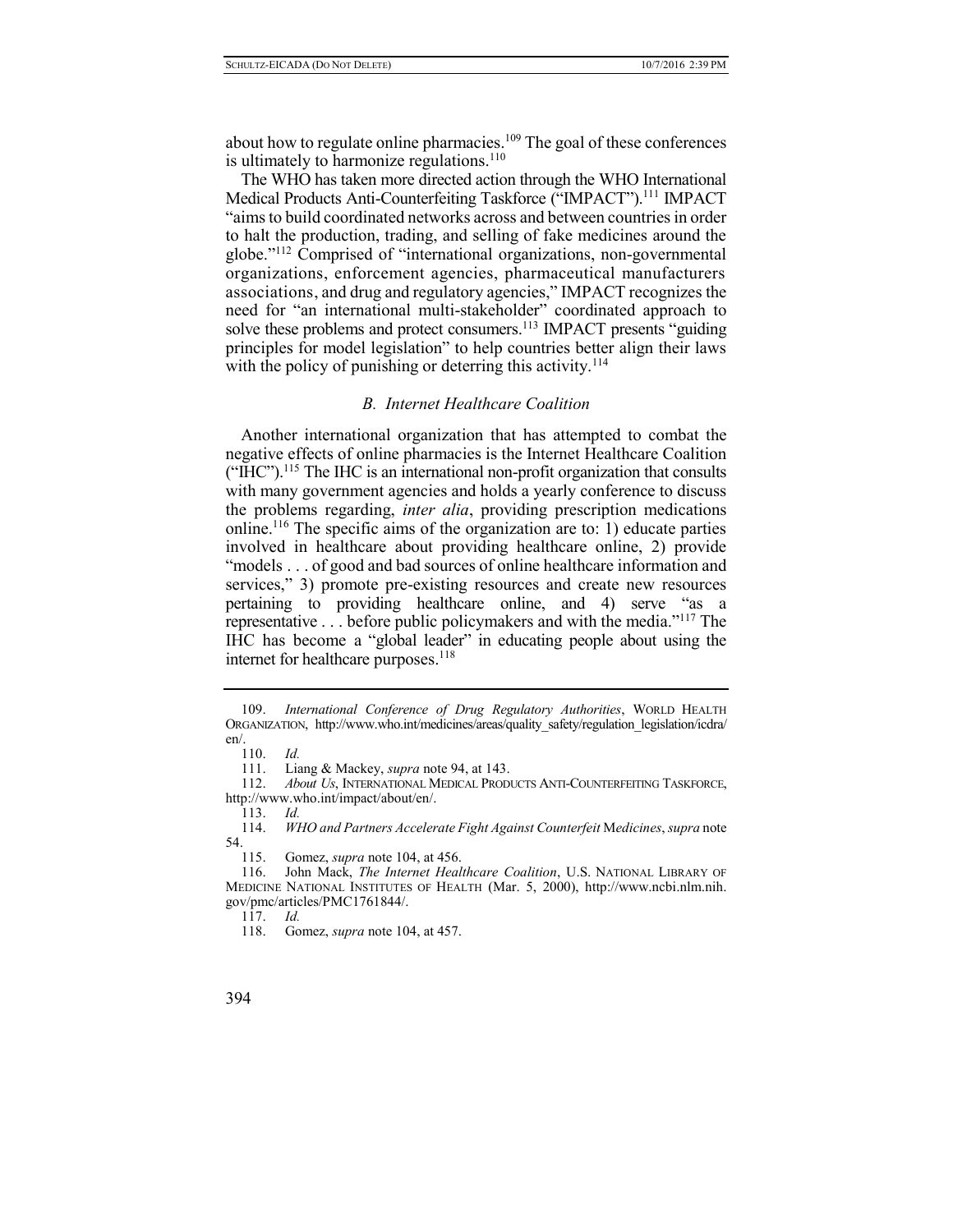about how to regulate online pharmacies.[109] The goal of these conferences is ultimately to harmonize regulations.[110]

The WHO has taken more directed action through the WHO International Medical Products Anti-Counterfeiting Taskforce ("IMPACT").[111] IMPACT "aims to build coordinated networks across and between countries in order to halt the production, trading, and selling of fake medicines around the globe."[112] Comprised of "international organizations, non-governmental organizations, enforcement agencies, pharmaceutical manufacturers associations, and drug and regulatory agencies," IMPACT recognizes the need for "an international multi-stakeholder" coordinated approach to solve these problems and protect consumers.[113] IMPACT presents "guiding principles for model legislation" to help countries better align their laws with the policy of punishing or deterring this activity.[114]

### *B. Internet Healthcare Coalition*

Another international organization that has attempted to combat the negative effects of online pharmacies is the Internet Healthcare Coalition ("IHC").[115] The IHC is an international non-profit organization that consults with many government agencies and holds a yearly conference to discuss the problems regarding, *inter alia*, providing prescription medications online.[116] The specific aims of the organization are to: 1) educate parties involved in healthcare about providing healthcare online, 2) provide "models . . . of good and bad sources of online healthcare information and services," 3) promote pre-existing resources and create new resources pertaining to providing healthcare online, and 4) serve "as a representative . . . before public policymakers and with the media."[117] The IHC has become a "global leader" in educating people about using the internet for healthcare purposes.[118]

---

109. *International Conference of Drug Regulatory Authorities*, WORLD HEALTH ORGANIZATION, http://www.who.int/medicines/areas/quality_safety/regulation_legislation/icdra/en/.

110. *Id.*

111. Liang & Mackey, *supra* note 94, at 143.

112. *About Us*, INTERNATIONAL MEDICAL PRODUCTS ANTI-COUNTERFEITING TASKFORCE, http://www.who.int/impact/about/en/.

113. *Id.*

114. *WHO and Partners Accelerate Fight Against Counterfeit* Medicines, *supra* note 54.

115. Gomez, *supra* note 104, at 456.

116. John Mack, *The Internet Healthcare Coalition*, U.S. NATIONAL LIBRARY OF MEDICINE NATIONAL INSTITUTES OF HEALTH (Mar. 5, 2000), http://www.ncbi.nlm.nih.gov/pmc/articles/PMC1761844/.

117. *Id.*

118. Gomez, *supra* note 104, at 457.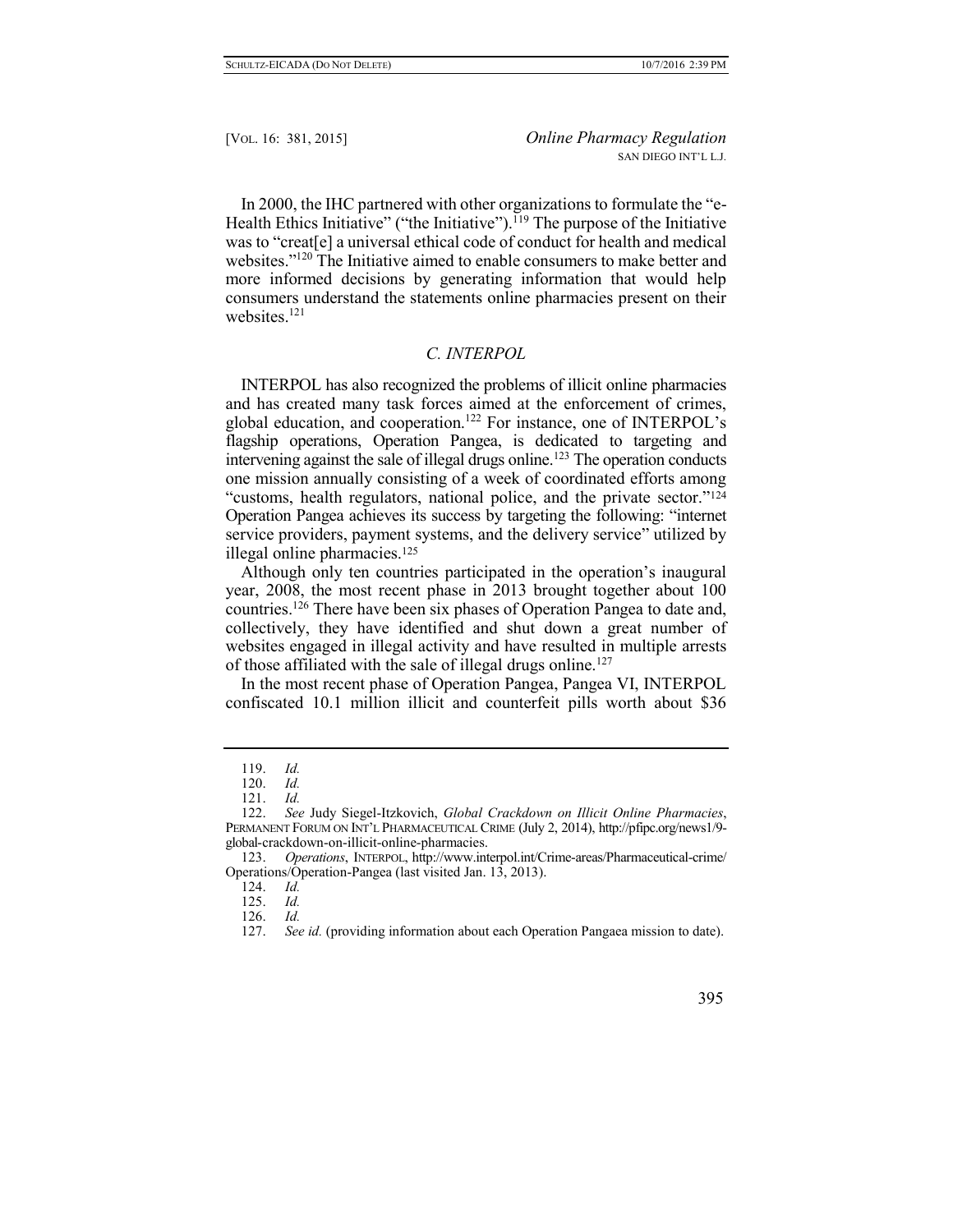In 2000, the IHC partnered with other organizations to formulate the "e-Health Ethics Initiative" ("the Initiative").[119] The purpose of the Initiative was to "creat[e] a universal ethical code of conduct for health and medical websites."[120] The Initiative aimed to enable consumers to make better and more informed decisions by generating information that would help consumers understand the statements online pharmacies present on their websites.[121]

### *C. INTERPOL*

INTERPOL has also recognized the problems of illicit online pharmacies and has created many task forces aimed at the enforcement of crimes, global education, and cooperation.[122] For instance, one of INTERPOL's flagship operations, Operation Pangea, is dedicated to targeting and intervening against the sale of illegal drugs online.[123] The operation conducts one mission annually consisting of a week of coordinated efforts among "customs, health regulators, national police, and the private sector."[124] Operation Pangea achieves its success by targeting the following: "internet service providers, payment systems, and the delivery service" utilized by illegal online pharmacies.[125]

Although only ten countries participated in the operation's inaugural year, 2008, the most recent phase in 2013 brought together about 100 countries.[126] There have been six phases of Operation Pangea to date and, collectively, they have identified and shut down a great number of websites engaged in illegal activity and have resulted in multiple arrests of those affiliated with the sale of illegal drugs online.[127]

In the most recent phase of Operation Pangea, Pangea VI, INTERPOL confiscated 10.1 million illicit and counterfeit pills worth about $36

---

119. *Id.*

120. *Id.*

121. *Id.*

122. *See* Judy Siegel-Itzkovich, *Global Crackdown on Illicit Online Pharmacies*, PERMANENT FORUM ON INT'L PHARMACEUTICAL CRIME (July 2, 2014), http://pfipc.org/news1/9-global-crackdown-on-illicit-online-pharmacies.

123. *Operations*, INTERPOL, http://www.interpol.int/Crime-areas/Pharmaceutical-crime/Operations/Operation-Pangea (last visited Jan. 13, 2013).

124. *Id.*

125. *Id.*

126. *Id.*

127. *See id.* (providing information about each Operation Pangaea mission to date).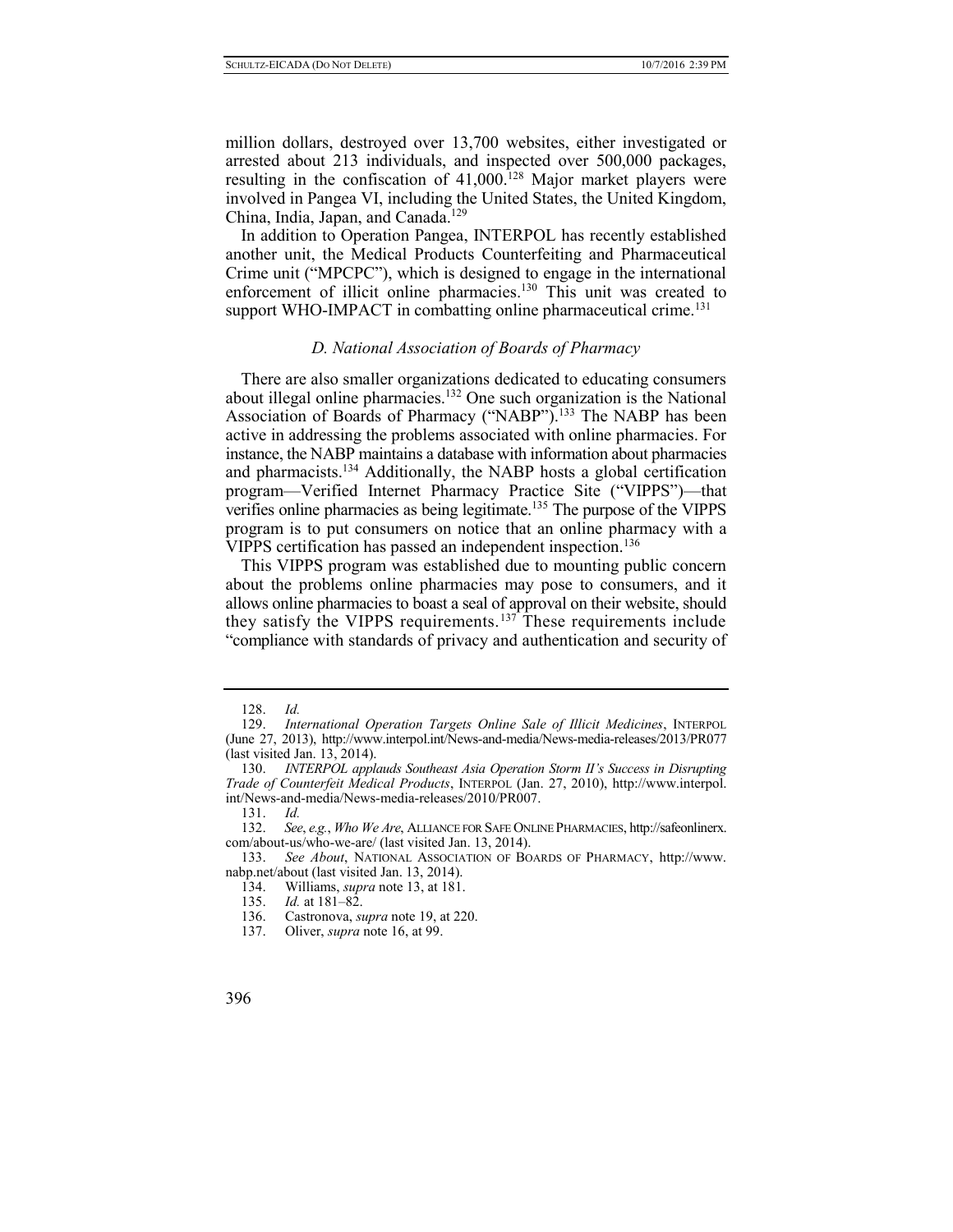million dollars, destroyed over 13,700 websites, either investigated or arrested about 213 individuals, and inspected over 500,000 packages, resulting in the confiscation of 41,000.[128] Major market players were involved in Pangea VI, including the United States, the United Kingdom, China, India, Japan, and Canada.[129]

In addition to Operation Pangea, INTERPOL has recently established another unit, the Medical Products Counterfeiting and Pharmaceutical Crime unit ("MPCPC"), which is designed to engage in the international enforcement of illicit online pharmacies.[130] This unit was created to support WHO-IMPACT in combatting online pharmaceutical crime.[131]

### *D. National Association of Boards of Pharmacy*

There are also smaller organizations dedicated to educating consumers about illegal online pharmacies.[132] One such organization is the National Association of Boards of Pharmacy ("NABP").[133] The NABP has been active in addressing the problems associated with online pharmacies. For instance, the NABP maintains a database with information about pharmacies and pharmacists.[134] Additionally, the NABP hosts a global certification program—Verified Internet Pharmacy Practice Site ("VIPPS")—that verifies online pharmacies as being legitimate.[135] The purpose of the VIPPS program is to put consumers on notice that an online pharmacy with a VIPPS certification has passed an independent inspection.[136]

This VIPPS program was established due to mounting public concern about the problems online pharmacies may pose to consumers, and it allows online pharmacies to boast a seal of approval on their website, should they satisfy the VIPPS requirements.[137] These requirements include "compliance with standards of privacy and authentication and security of

---

128. *Id.*

129. *International Operation Targets Online Sale of Illicit Medicines*, INTERPOL (June 27, 2013), http://www.interpol.int/News-and-media/News-media-releases/2013/PR077 (last visited Jan. 13, 2014).

130. *INTERPOL applauds Southeast Asia Operation Storm II's Success in Disrupting Trade of Counterfeit Medical Products*, INTERPOL (Jan. 27, 2010), http://www.interpol.int/News-and-media/News-media-releases/2010/PR007.

131. *Id.*

132. *See*, *e.g.*, *Who We Are*, ALLIANCE FOR SAFE ONLINE PHARMACIES, http://safeonlinerx.com/about-us/who-we-are/ (last visited Jan. 13, 2014).

133. *See About*, NATIONAL ASSOCIATION OF BOARDS OF PHARMACY, http://www.nabp.net/about (last visited Jan. 13, 2014).

134. Williams, *supra* note 13, at 181.

135. *Id.* at 181–82.

136. Castronova, *supra* note 19, at 220.

137. Oliver, *supra* note 16, at 99.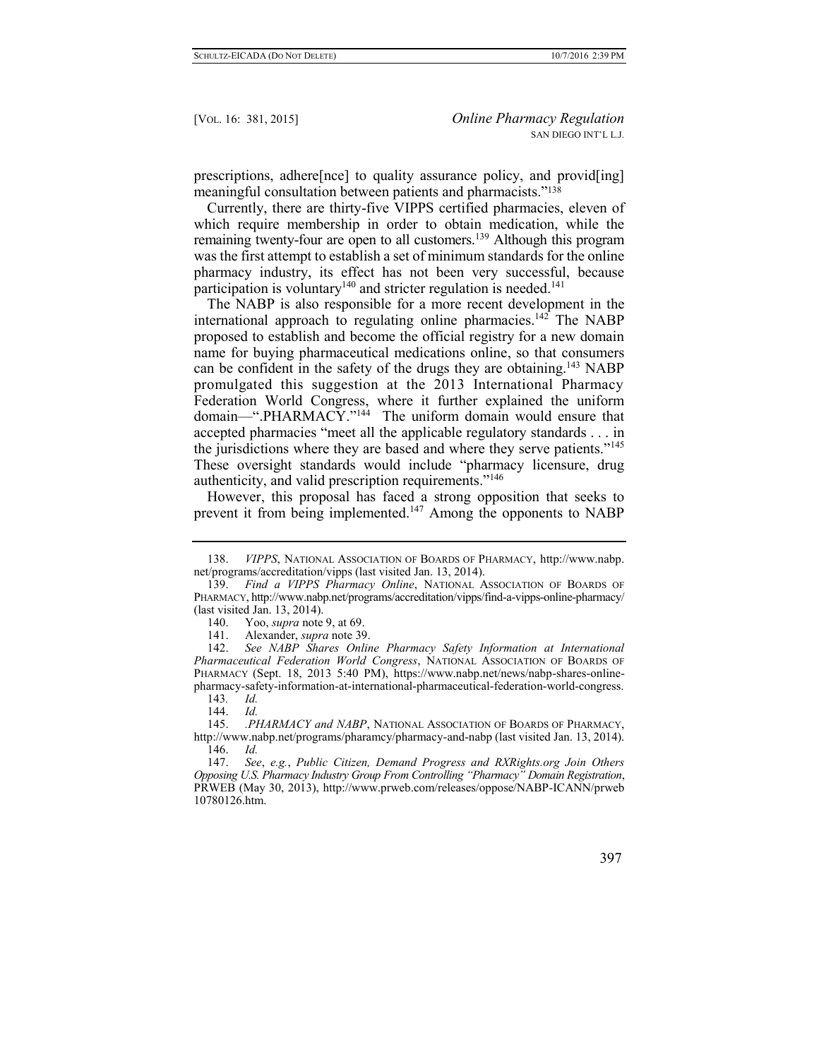prescriptions, adhere[nce] to quality assurance policy, and provid[ing] meaningful consultation between patients and pharmacists."[138]

Currently, there are thirty-five VIPPS certified pharmacies, eleven of which require membership in order to obtain medication, while the remaining twenty-four are open to all customers.[139] Although this program was the first attempt to establish a set of minimum standards for the online pharmacy industry, its effect has not been very successful, because participation is voluntary[140] and stricter regulation is needed.[141]

The NABP is also responsible for a more recent development in the international approach to regulating online pharmacies.[142] The NABP proposed to establish and become the official registry for a new domain name for buying pharmaceutical medications online, so that consumers can be confident in the safety of the drugs they are obtaining.[143] NABP promulgated this suggestion at the 2013 International Pharmacy Federation World Congress, where it further explained the uniform domain—".PHARMACY."[144] The uniform domain would ensure that accepted pharmacies "meet all the applicable regulatory standards . . . in the jurisdictions where they are based and where they serve patients."[145] These oversight standards would include "pharmacy licensure, drug authenticity, and valid prescription requirements."[146]

However, this proposal has faced a strong opposition that seeks to prevent it from being implemented.[147] Among the opponents to NABP

---

138. *VIPPS*, NATIONAL ASSOCIATION OF BOARDS OF PHARMACY, http://www.nabp.net/programs/accreditation/vipps (last visited Jan. 13, 2014).

139. *Find a VIPPS Pharmacy Online*, NATIONAL ASSOCIATION OF BOARDS OF PHARMACY, http://www.nabp.net/programs/accreditation/vipps/find-a-vipps-online-pharmacy/ (last visited Jan. 13, 2014).

140. Yoo, *supra* note 9, at 69.

141. Alexander, *supra* note 39.

142. *See NABP Shares Online Pharmacy Safety Information at International Pharmaceutical Federation World Congress*, NATIONAL ASSOCIATION OF BOARDS OF PHARMACY (Sept. 18, 2013 5:40 PM), https://www.nabp.net/news/nabp-shares-online-pharmacy-safety-information-at-international-pharmaceutical-federation-world-congress.

143. *Id.*

144. *Id.*

145. *.PHARMACY and NABP*, NATIONAL ASSOCIATION OF BOARDS OF PHARMACY, http://www.nabp.net/programs/pharamcy/pharmacy-and-nabp (last visited Jan. 13, 2014).

146. *Id.*

147. *See*, *e.g.*, *Public Citizen, Demand Progress and RXRights.org Join Others Opposing U.S. Pharmacy Industry Group From Controlling "Pharmacy" Domain Registration*, PRWEB (May 30, 2013), http://www.prweb.com/releases/oppose/NABP-ICANN/prweb10780126.htm.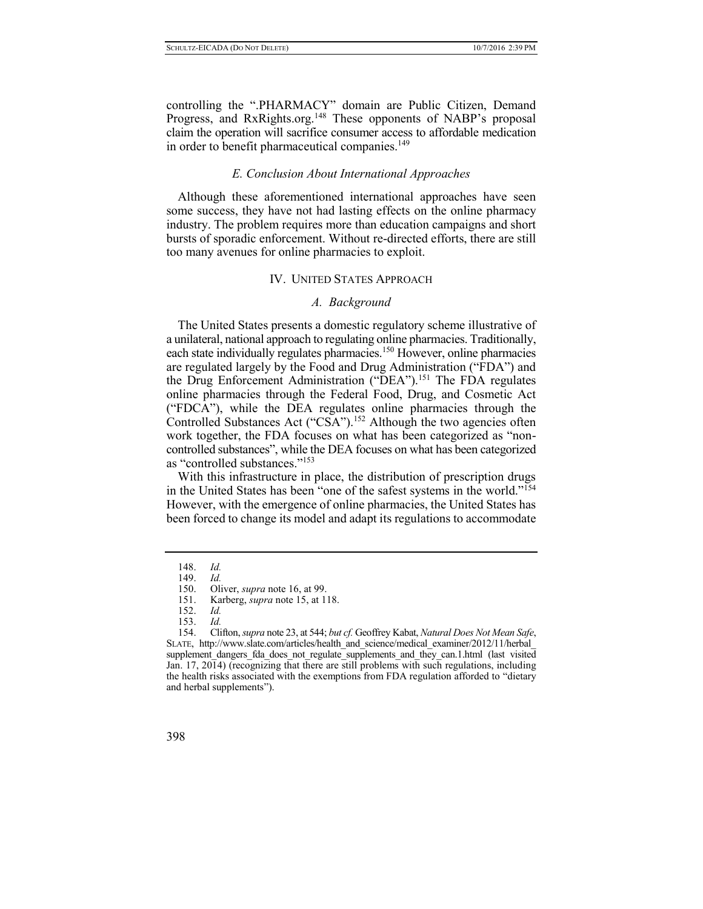controlling the ".PHARMACY" domain are Public Citizen, Demand Progress, and RxRights.org.[148] These opponents of NABP's proposal claim the operation will sacrifice consumer access to affordable medication in order to benefit pharmaceutical companies.[149]

### *E. Conclusion About International Approaches*

Although these aforementioned international approaches have seen some success, they have not had lasting effects on the online pharmacy industry. The problem requires more than education campaigns and short bursts of sporadic enforcement. Without re-directed efforts, there are still too many avenues for online pharmacies to exploit.

## IV. UNITED STATES APPROACH

### *A. Background*

The United States presents a domestic regulatory scheme illustrative of a unilateral, national approach to regulating online pharmacies. Traditionally, each state individually regulates pharmacies.[150] However, online pharmacies are regulated largely by the Food and Drug Administration ("FDA") and the Drug Enforcement Administration ("DEA").[151] The FDA regulates online pharmacies through the Federal Food, Drug, and Cosmetic Act ("FDCA"), while the DEA regulates online pharmacies through the Controlled Substances Act ("CSA").[152] Although the two agencies often work together, the FDA focuses on what has been categorized as "non-controlled substances", while the DEA focuses on what has been categorized as "controlled substances."[153]

With this infrastructure in place, the distribution of prescription drugs in the United States has been "one of the safest systems in the world."[154] However, with the emergence of online pharmacies, the United States has been forced to change its model and adapt its regulations to accommodate

---

148. *Id.*

149. *Id.*

150. Oliver, *supra* note 16, at 99.

151. Karberg, *supra* note 15, at 118.

152. *Id.*

153. *Id.*

154. Clifton, *supra* note 23, at 544; *but cf.* Geoffrey Kabat, *Natural Does Not Mean Safe*, SLATE, http://www.slate.com/articles/health_and_science/medical_examiner/2012/11/herbal_supplement_dangers_fda_does_not_regulate_supplements_and_they_can.1.html (last visited Jan. 17, 2014) (recognizing that there are still problems with such regulations, including the health risks associated with the exemptions from FDA regulation afforded to "dietary and herbal supplements").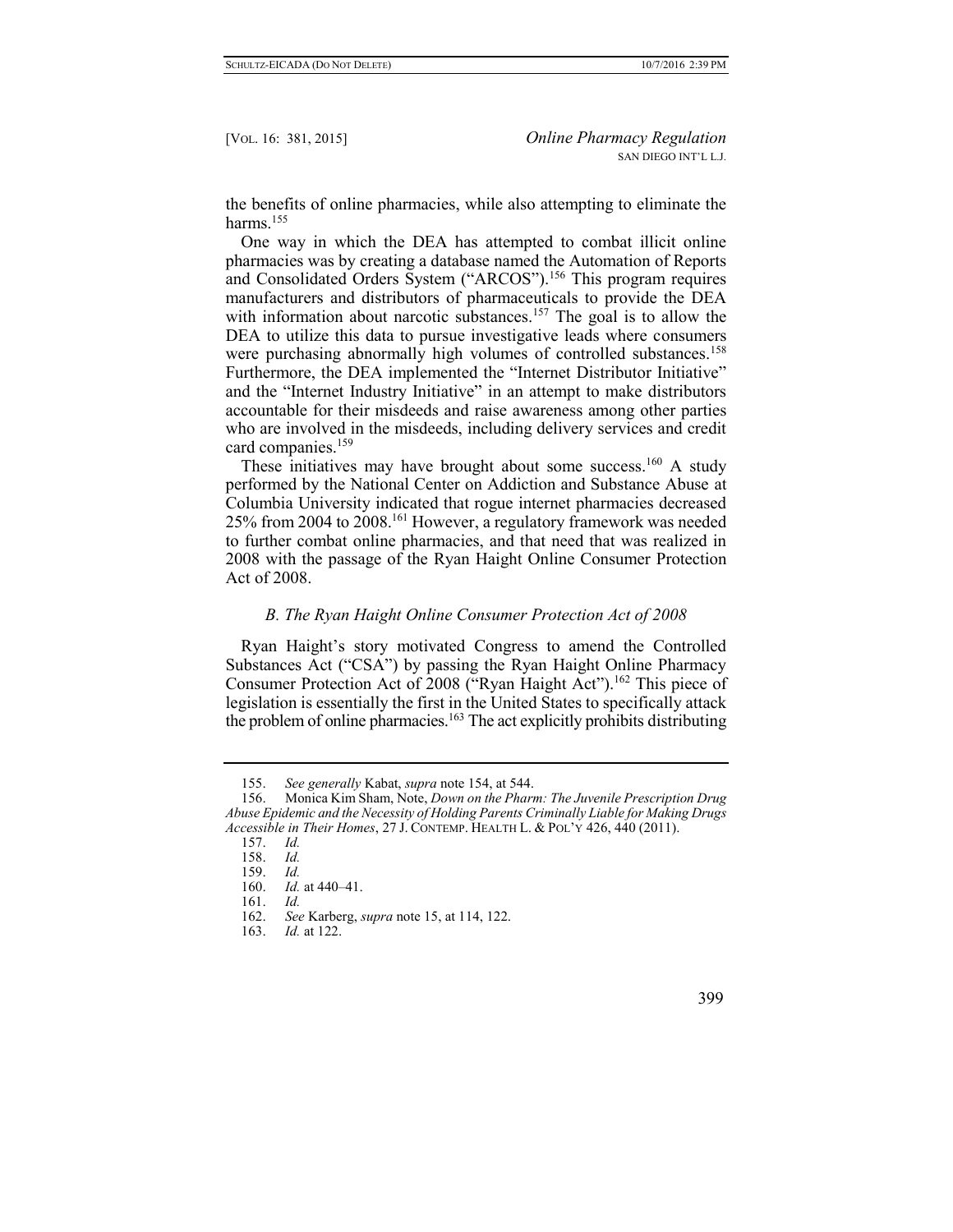the benefits of online pharmacies, while also attempting to eliminate the harms.[155]

One way in which the DEA has attempted to combat illicit online pharmacies was by creating a database named the Automation of Reports and Consolidated Orders System ("ARCOS").[156] This program requires manufacturers and distributors of pharmaceuticals to provide the DEA with information about narcotic substances.[157] The goal is to allow the DEA to utilize this data to pursue investigative leads where consumers were purchasing abnormally high volumes of controlled substances.[158] Furthermore, the DEA implemented the "Internet Distributor Initiative" and the "Internet Industry Initiative" in an attempt to make distributors accountable for their misdeeds and raise awareness among other parties who are involved in the misdeeds, including delivery services and credit card companies.[159]

These initiatives may have brought about some success.[160] A study performed by the National Center on Addiction and Substance Abuse at Columbia University indicated that rogue internet pharmacies decreased 25% from 2004 to 2008.[161] However, a regulatory framework was needed to further combat online pharmacies, and that need that was realized in 2008 with the passage of the Ryan Haight Online Consumer Protection Act of 2008.

### *B. The Ryan Haight Online Consumer Protection Act of 2008*

Ryan Haight's story motivated Congress to amend the Controlled Substances Act ("CSA") by passing the Ryan Haight Online Pharmacy Consumer Protection Act of 2008 ("Ryan Haight Act").[162] This piece of legislation is essentially the first in the United States to specifically attack the problem of online pharmacies.[163] The act explicitly prohibits distributing

---

155. *See generally* Kabat, *supra* note 154, at 544.

156. Monica Kim Sham, Note, *Down on the Pharm: The Juvenile Prescription Drug Abuse Epidemic and the Necessity of Holding Parents Criminally Liable for Making Drugs Accessible in Their Homes*, 27 J. CONTEMP. HEALTH L. & POL'Y 426, 440 (2011).

157. *Id.*

158. *Id.*

159. *Id.*

160. *Id.* at 440–41.

161. *Id.*

162. *See* Karberg, *supra* note 15, at 114, 122.

163. *Id.* at 122.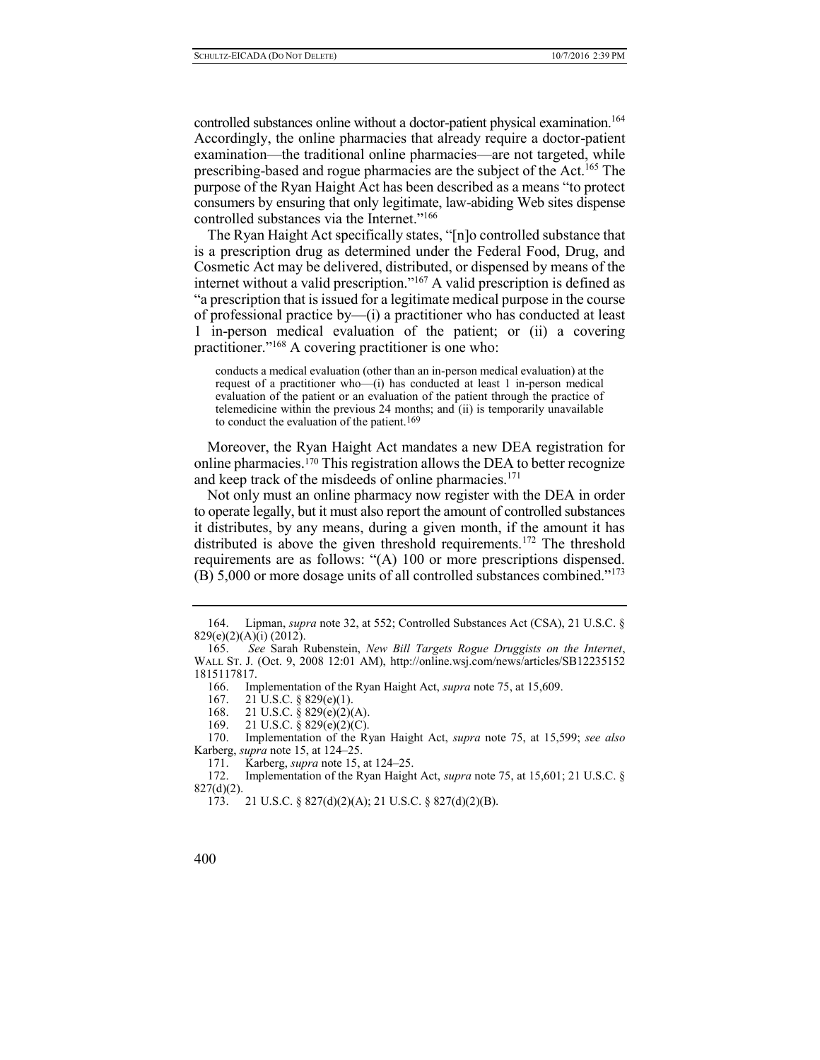controlled substances online without a doctor-patient physical examination.[164] Accordingly, the online pharmacies that already require a doctor-patient examination—the traditional online pharmacies—are not targeted, while prescribing-based and rogue pharmacies are the subject of the Act.[165] The purpose of the Ryan Haight Act has been described as a means "to protect consumers by ensuring that only legitimate, law-abiding Web sites dispense controlled substances via the Internet."[166]

The Ryan Haight Act specifically states, "[n]o controlled substance that is a prescription drug as determined under the Federal Food, Drug, and Cosmetic Act may be delivered, distributed, or dispensed by means of the internet without a valid prescription."[167] A valid prescription is defined as "a prescription that is issued for a legitimate medical purpose in the course of professional practice by—(i) a practitioner who has conducted at least 1 in-person medical evaluation of the patient; or (ii) a covering practitioner."[168] A covering practitioner is one who:

> conducts a medical evaluation (other than an in-person medical evaluation) at the request of a practitioner who—(i) has conducted at least 1 in-person medical evaluation of the patient or an evaluation of the patient through the practice of telemedicine within the previous 24 months; and (ii) is temporarily unavailable to conduct the evaluation of the patient.[169]

Moreover, the Ryan Haight Act mandates a new DEA registration for online pharmacies.[170] This registration allows the DEA to better recognize and keep track of the misdeeds of online pharmacies.[171]

Not only must an online pharmacy now register with the DEA in order to operate legally, but it must also report the amount of controlled substances it distributes, by any means, during a given month, if the amount it has distributed is above the given threshold requirements.[172] The threshold requirements are as follows: "(A) 100 or more prescriptions dispensed. (B) 5,000 or more dosage units of all controlled substances combined."[173]

---

164. Lipman, *supra* note 32, at 552; Controlled Substances Act (CSA), 21 U.S.C. § 829(e)(2)(A)(i) (2012).

165. *See* Sarah Rubenstein, *New Bill Targets Rogue Druggists on the Internet*, WALL ST. J. (Oct. 9, 2008 12:01 AM), http://online.wsj.com/news/articles/SB122351521815117817.

166. Implementation of the Ryan Haight Act, *supra* note 75, at 15,609.

167. 21 U.S.C. § 829(e)(1).

168. 21 U.S.C. § 829(e)(2)(A).

169. 21 U.S.C. § 829(e)(2)(C).

170. Implementation of the Ryan Haight Act, *supra* note 75, at 15,599; *see also* Karberg, *supra* note 15, at 124–25.

171. Karberg, *supra* note 15, at 124–25.

172. Implementation of the Ryan Haight Act, *supra* note 75, at 15,601; 21 U.S.C. § 827(d)(2).

173. 21 U.S.C. § 827(d)(2)(A); 21 U.S.C. § 827(d)(2)(B).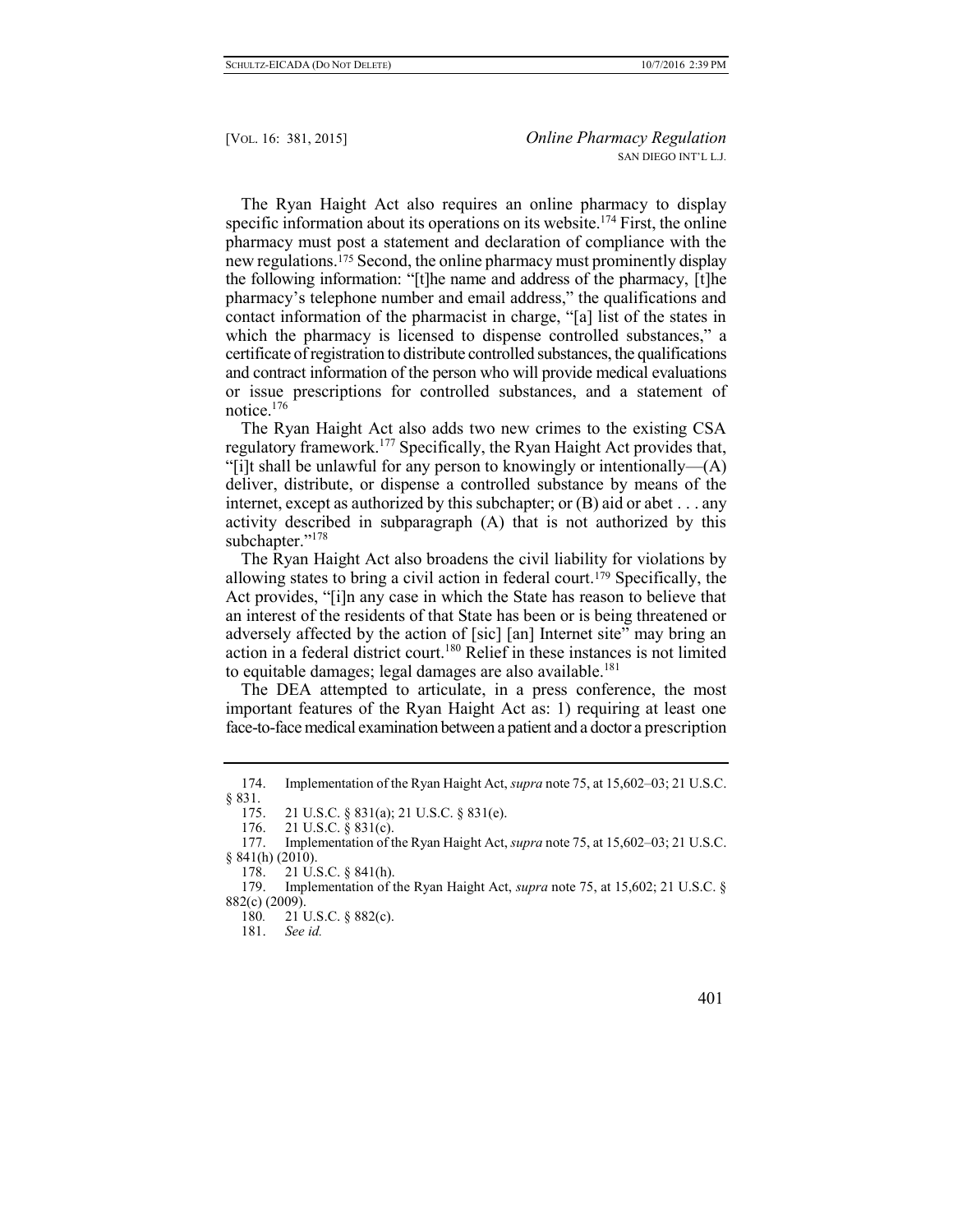The Ryan Haight Act also requires an online pharmacy to display specific information about its operations on its website.[174] First, the online pharmacy must post a statement and declaration of compliance with the new regulations.[175] Second, the online pharmacy must prominently display the following information: "[t]he name and address of the pharmacy, [t]he pharmacy's telephone number and email address," the qualifications and contact information of the pharmacist in charge, "[a] list of the states in which the pharmacy is licensed to dispense controlled substances," a certificate of registration to distribute controlled substances, the qualifications and contract information of the person who will provide medical evaluations or issue prescriptions for controlled substances, and a statement of notice.[176]

The Ryan Haight Act also adds two new crimes to the existing CSA regulatory framework.[177] Specifically, the Ryan Haight Act provides that, "[i]t shall be unlawful for any person to knowingly or intentionally—(A) deliver, distribute, or dispense a controlled substance by means of the internet, except as authorized by this subchapter; or (B) aid or abet . . . any activity described in subparagraph (A) that is not authorized by this subchapter."[178]

The Ryan Haight Act also broadens the civil liability for violations by allowing states to bring a civil action in federal court.[179] Specifically, the Act provides, "[i]n any case in which the State has reason to believe that an interest of the residents of that State has been or is being threatened or adversely affected by the action of [sic] [an] Internet site" may bring an action in a federal district court.[180] Relief in these instances is not limited to equitable damages; legal damages are also available.[181]

The DEA attempted to articulate, in a press conference, the most important features of the Ryan Haight Act as: 1) requiring at least one face-to-face medical examination between a patient and a doctor a prescription

174. Implementation of the Ryan Haight Act, *supra* note 75, at 15,602–03; 21 U.S.C. § 831.

175. 21 U.S.C. § 831(a); 21 U.S.C. § 831(e).

176. 21 U.S.C. § 831(c).

177. Implementation of the Ryan Haight Act, *supra* note 75, at 15,602–03; 21 U.S.C. § 841(h) (2010).

178. 21 U.S.C. § 841(h).

179. Implementation of the Ryan Haight Act, *supra* note 75, at 15,602; 21 U.S.C. § 882(c) (2009).

180. 21 U.S.C. § 882(c).

181. *See id.*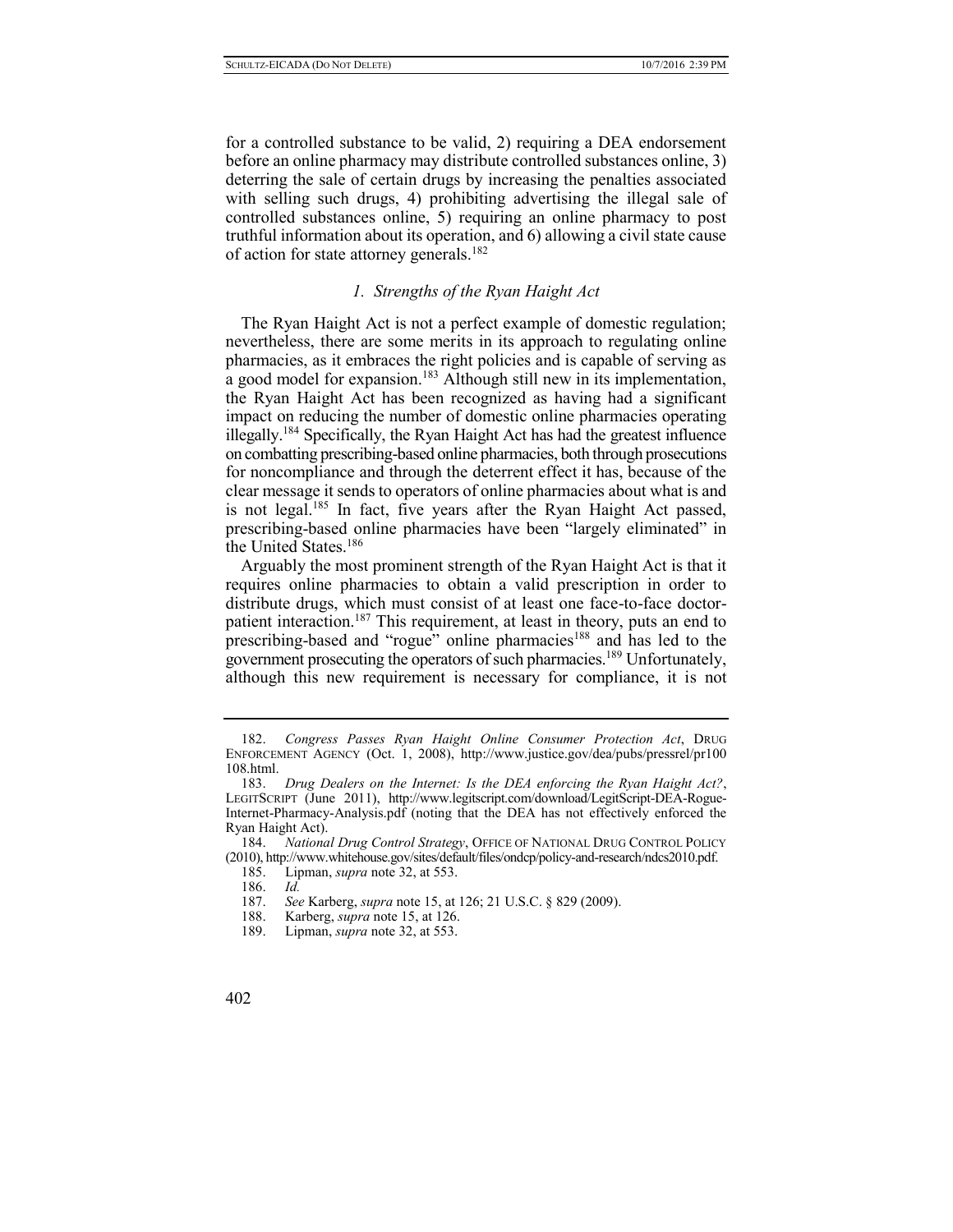for a controlled substance to be valid, 2) requiring a DEA endorsement before an online pharmacy may distribute controlled substances online, 3) deterring the sale of certain drugs by increasing the penalties associated with selling such drugs, 4) prohibiting advertising the illegal sale of controlled substances online, 5) requiring an online pharmacy to post truthful information about its operation, and 6) allowing a civil state cause of action for state attorney generals.[182]

### *1. Strengths of the Ryan Haight Act*

The Ryan Haight Act is not a perfect example of domestic regulation; nevertheless, there are some merits in its approach to regulating online pharmacies, as it embraces the right policies and is capable of serving as a good model for expansion.[183] Although still new in its implementation, the Ryan Haight Act has been recognized as having had a significant impact on reducing the number of domestic online pharmacies operating illegally.[184] Specifically, the Ryan Haight Act has had the greatest influence on combatting prescribing-based online pharmacies, both through prosecutions for noncompliance and through the deterrent effect it has, because of the clear message it sends to operators of online pharmacies about what is and is not legal.[185] In fact, five years after the Ryan Haight Act passed, prescribing-based online pharmacies have been "largely eliminated" in the United States.[186]

Arguably the most prominent strength of the Ryan Haight Act is that it requires online pharmacies to obtain a valid prescription in order to distribute drugs, which must consist of at least one face-to-face doctor-patient interaction.[187] This requirement, at least in theory, puts an end to prescribing-based and "rogue" online pharmacies[188] and has led to the government prosecuting the operators of such pharmacies.[189] Unfortunately, although this new requirement is necessary for compliance, it is not

---

182. *Congress Passes Ryan Haight Online Consumer Protection Act*, DRUG ENFORCEMENT AGENCY (Oct. 1, 2008), http://www.justice.gov/dea/pubs/pressrel/pr100108.html.

183. *Drug Dealers on the Internet: Is the DEA enforcing the Ryan Haight Act?*, LEGITSCRIPT (June 2011), http://www.legitscript.com/download/LegitScript-DEA-Rogue-Internet-Pharmacy-Analysis.pdf (noting that the DEA has not effectively enforced the Ryan Haight Act).

184. *National Drug Control Strategy*, OFFICE OF NATIONAL DRUG CONTROL POLICY (2010), http://www.whitehouse.gov/sites/default/files/ondcp/policy-and-research/ndcs2010.pdf.

185. Lipman, *supra* note 32, at 553.

186. *Id.*

187. *See* Karberg, *supra* note 15, at 126; 21 U.S.C. § 829 (2009).

188. Karberg, *supra* note 15, at 126.

189. Lipman, *supra* note 32, at 553.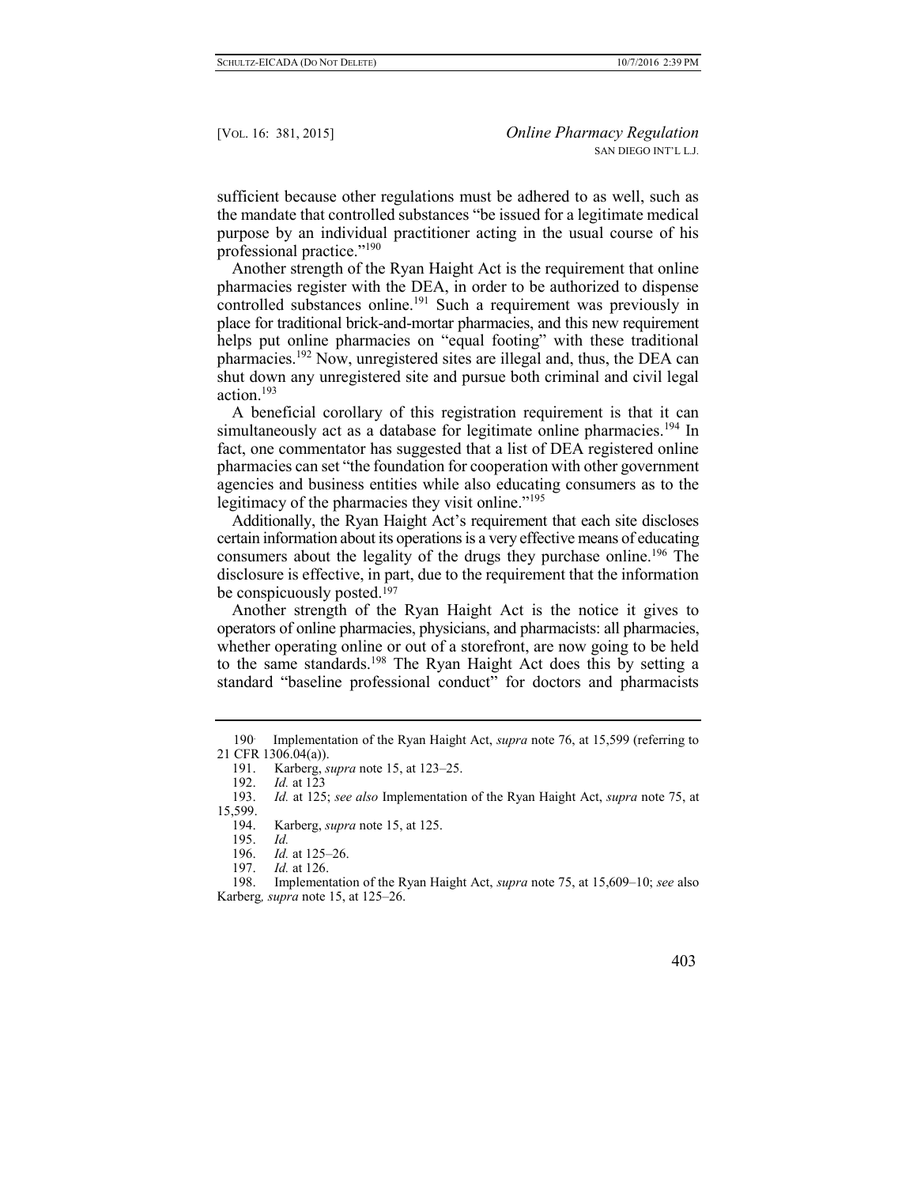sufficient because other regulations must be adhered to as well, such as the mandate that controlled substances "be issued for a legitimate medical purpose by an individual practitioner acting in the usual course of his professional practice."[190]

Another strength of the Ryan Haight Act is the requirement that online pharmacies register with the DEA, in order to be authorized to dispense controlled substances online.[191] Such a requirement was previously in place for traditional brick-and-mortar pharmacies, and this new requirement helps put online pharmacies on "equal footing" with these traditional pharmacies.[192] Now, unregistered sites are illegal and, thus, the DEA can shut down any unregistered site and pursue both criminal and civil legal action.[193]

A beneficial corollary of this registration requirement is that it can simultaneously act as a database for legitimate online pharmacies.[194] In fact, one commentator has suggested that a list of DEA registered online pharmacies can set "the foundation for cooperation with other government agencies and business entities while also educating consumers as to the legitimacy of the pharmacies they visit online."[195]

Additionally, the Ryan Haight Act's requirement that each site discloses certain information about its operations is a very effective means of educating consumers about the legality of the drugs they purchase online.[196] The disclosure is effective, in part, due to the requirement that the information be conspicuously posted.[197]

Another strength of the Ryan Haight Act is the notice it gives to operators of online pharmacies, physicians, and pharmacists: all pharmacies, whether operating online or out of a storefront, are now going to be held to the same standards.[198] The Ryan Haight Act does this by setting a standard "baseline professional conduct" for doctors and pharmacists

---

190. Implementation of the Ryan Haight Act, *supra* note 76, at 15,599 (referring to 21 CFR 1306.04(a)).

191. Karberg, *supra* note 15, at 123–25.

192. *Id.* at 123

193. *Id.* at 125; *see also* Implementation of the Ryan Haight Act, *supra* note 75, at 15,599.

194. Karberg, *supra* note 15, at 125.

195. *Id.*

196. *Id.* at 125–26.

197. *Id.* at 126.

198. Implementation of the Ryan Haight Act, *supra* note 75, at 15,609–10; *see* also Karberg*, supra* note 15, at 125–26.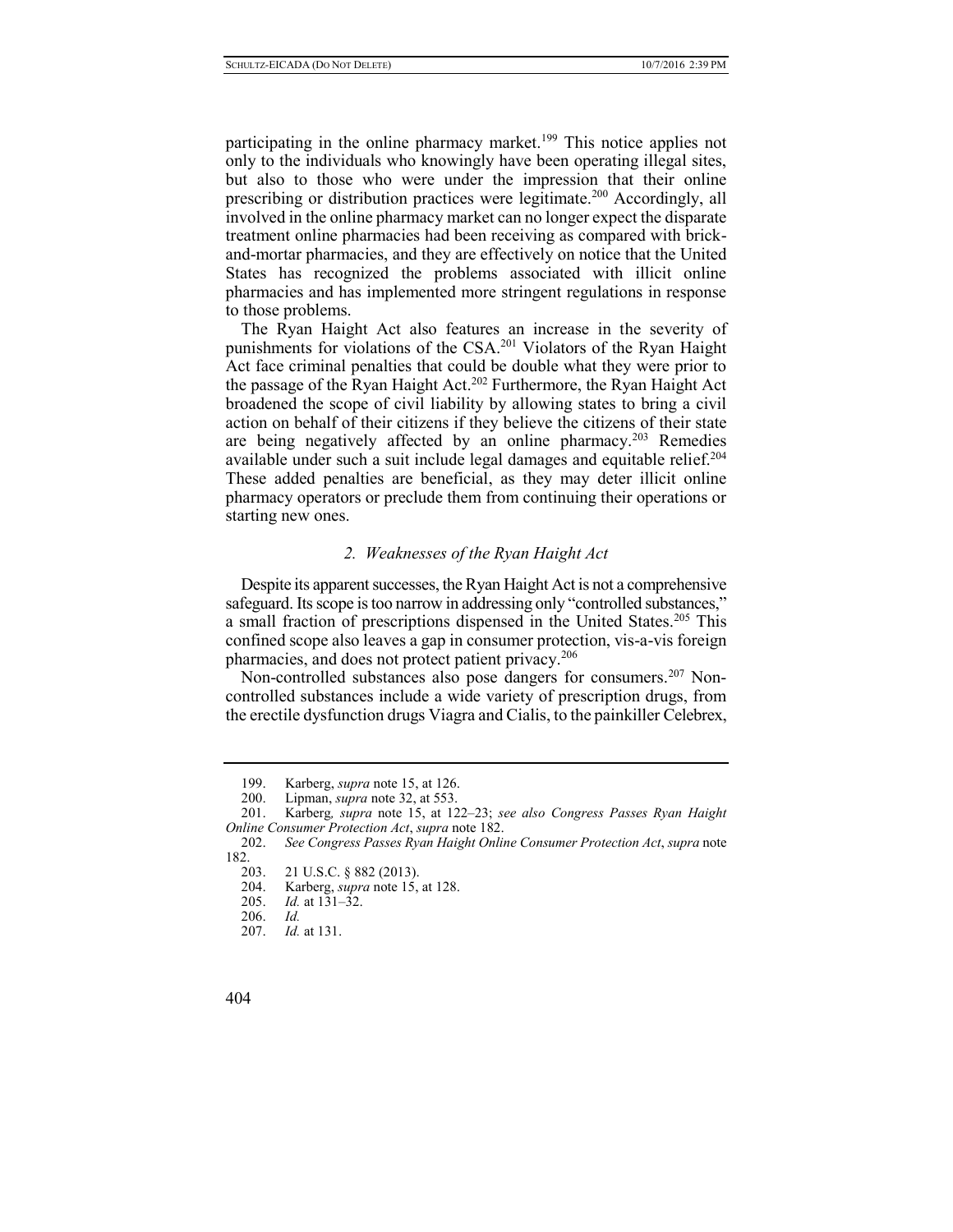participating in the online pharmacy market.[199] This notice applies not only to the individuals who knowingly have been operating illegal sites, but also to those who were under the impression that their online prescribing or distribution practices were legitimate.[200] Accordingly, all involved in the online pharmacy market can no longer expect the disparate treatment online pharmacies had been receiving as compared with brick-and-mortar pharmacies, and they are effectively on notice that the United States has recognized the problems associated with illicit online pharmacies and has implemented more stringent regulations in response to those problems.

The Ryan Haight Act also features an increase in the severity of punishments for violations of the CSA.[201] Violators of the Ryan Haight Act face criminal penalties that could be double what they were prior to the passage of the Ryan Haight Act.[202] Furthermore, the Ryan Haight Act broadened the scope of civil liability by allowing states to bring a civil action on behalf of their citizens if they believe the citizens of their state are being negatively affected by an online pharmacy.[203] Remedies available under such a suit include legal damages and equitable relief.[204] These added penalties are beneficial, as they may deter illicit online pharmacy operators or preclude them from continuing their operations or starting new ones.

### *2. Weaknesses of the Ryan Haight Act*

Despite its apparent successes, the Ryan Haight Act is not a comprehensive safeguard. Its scope is too narrow in addressing only "controlled substances," a small fraction of prescriptions dispensed in the United States.[205] This confined scope also leaves a gap in consumer protection, vis-a-vis foreign pharmacies, and does not protect patient privacy.[206]

Non-controlled substances also pose dangers for consumers.[207] Non-controlled substances include a wide variety of prescription drugs, from the erectile dysfunction drugs Viagra and Cialis, to the painkiller Celebrex,

---

199. Karberg, *supra* note 15, at 126.

200. Lipman, *supra* note 32, at 553.

201. Karberg*, supra* note 15, at 122–23; *see also Congress Passes Ryan Haight Online Consumer Protection Act*, *supra* note 182.

202. *See Congress Passes Ryan Haight Online Consumer Protection Act*, *supra* note 182.

203. 21 U.S.C. § 882 (2013).

204. Karberg, *supra* note 15, at 128.

205. *Id.* at 131–32.

206. *Id.*

207. *Id.* at 131.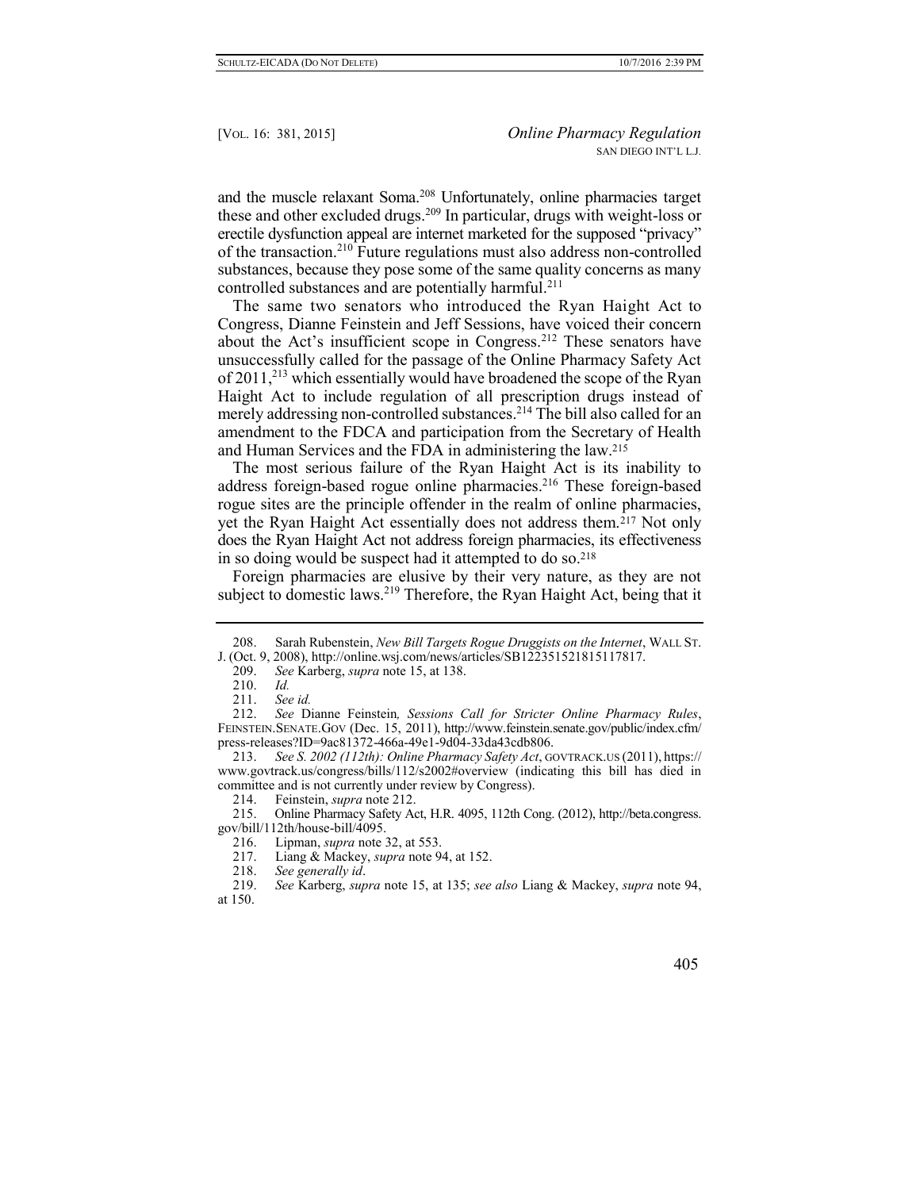and the muscle relaxant Soma.[208] Unfortunately, online pharmacies target these and other excluded drugs.[209] In particular, drugs with weight-loss or erectile dysfunction appeal are internet marketed for the supposed "privacy" of the transaction.[210] Future regulations must also address non-controlled substances, because they pose some of the same quality concerns as many controlled substances and are potentially harmful.[211]

The same two senators who introduced the Ryan Haight Act to Congress, Dianne Feinstein and Jeff Sessions, have voiced their concern about the Act's insufficient scope in Congress.[212] These senators have unsuccessfully called for the passage of the Online Pharmacy Safety Act of 2011,[213] which essentially would have broadened the scope of the Ryan Haight Act to include regulation of all prescription drugs instead of merely addressing non-controlled substances.[214] The bill also called for an amendment to the FDCA and participation from the Secretary of Health and Human Services and the FDA in administering the law.[215]

The most serious failure of the Ryan Haight Act is its inability to address foreign-based rogue online pharmacies.[216] These foreign-based rogue sites are the principle offender in the realm of online pharmacies, yet the Ryan Haight Act essentially does not address them.[217] Not only does the Ryan Haight Act not address foreign pharmacies, its effectiveness in so doing would be suspect had it attempted to do so.[218]

Foreign pharmacies are elusive by their very nature, as they are not subject to domestic laws.[219] Therefore, the Ryan Haight Act, being that it

---

208. Sarah Rubenstein, *New Bill Targets Rogue Druggists on the Internet*, WALL ST. J. (Oct. 9, 2008), http://online.wsj.com/news/articles/SB122351521815117817.

209. *See* Karberg, *supra* note 15, at 138.

210. *Id.*

211. *See id.*

212. *See* Dianne Feinstein*, Sessions Call for Stricter Online Pharmacy Rules*, FEINSTEIN.SENATE.GOV (Dec. 15, 2011), http://www.feinstein.senate.gov/public/index.cfm/press-releases?ID=9ac81372-466a-49e1-9d04-33da43cdb806.

213. *See S. 2002 (112th): Online Pharmacy Safety Act*, GOVTRACK.US (2011), https://www.govtrack.us/congress/bills/112/s2002#overview (indicating this bill has died in committee and is not currently under review by Congress).

214. Feinstein, *supra* note 212.

215. Online Pharmacy Safety Act, H.R. 4095, 112th Cong. (2012), http://beta.congress.gov/bill/112th/house-bill/4095.

216. Lipman, *supra* note 32, at 553.

217. Liang & Mackey, *supra* note 94, at 152.

218. *See generally id*.

219. *See* Karberg, *supra* note 15, at 135; *see also* Liang & Mackey, *supra* note 94, at 150.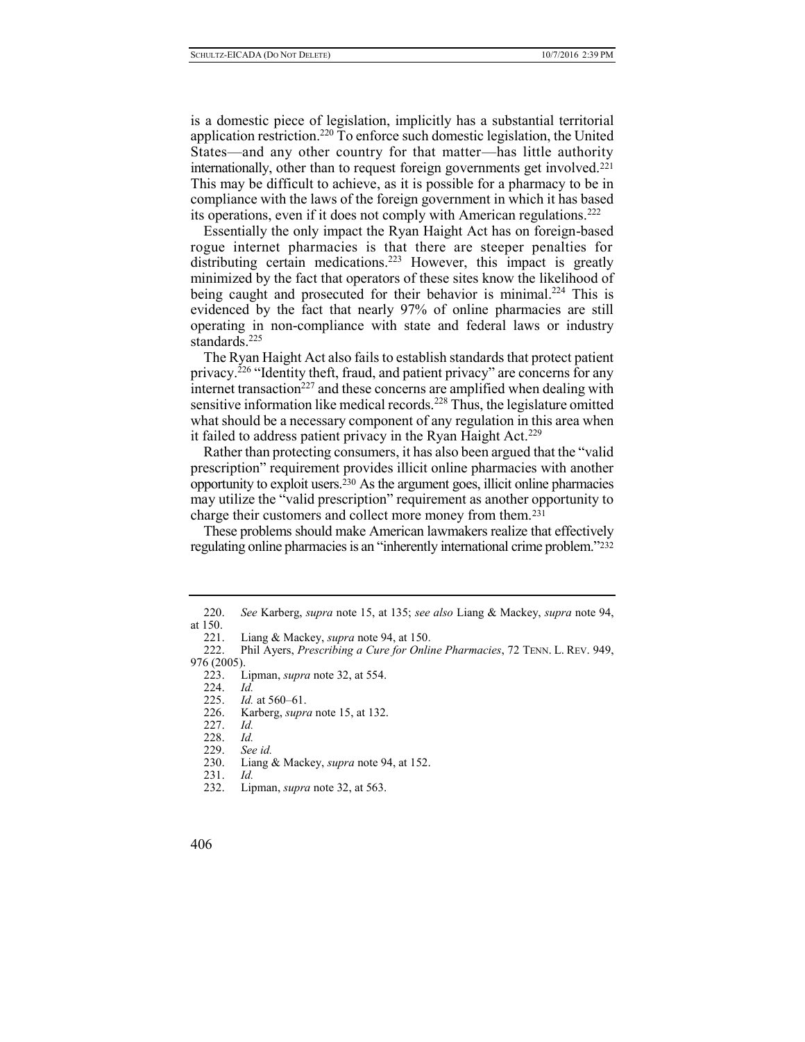is a domestic piece of legislation, implicitly has a substantial territorial application restriction.[220] To enforce such domestic legislation, the United States—and any other country for that matter—has little authority internationally, other than to request foreign governments get involved.[221] This may be difficult to achieve, as it is possible for a pharmacy to be in compliance with the laws of the foreign government in which it has based its operations, even if it does not comply with American regulations.[222]

Essentially the only impact the Ryan Haight Act has on foreign-based rogue internet pharmacies is that there are steeper penalties for distributing certain medications.[223] However, this impact is greatly minimized by the fact that operators of these sites know the likelihood of being caught and prosecuted for their behavior is minimal.[224] This is evidenced by the fact that nearly 97% of online pharmacies are still operating in non-compliance with state and federal laws or industry standards.[225]

The Ryan Haight Act also fails to establish standards that protect patient privacy.[226] "Identity theft, fraud, and patient privacy" are concerns for any internet transaction[227] and these concerns are amplified when dealing with sensitive information like medical records.[228] Thus, the legislature omitted what should be a necessary component of any regulation in this area when it failed to address patient privacy in the Ryan Haight Act.[229]

Rather than protecting consumers, it has also been argued that the "valid prescription" requirement provides illicit online pharmacies with another opportunity to exploit users.[230] As the argument goes, illicit online pharmacies may utilize the "valid prescription" requirement as another opportunity to charge their customers and collect more money from them.[231]

These problems should make American lawmakers realize that effectively regulating online pharmacies is an "inherently international crime problem."[232]

---

220. *See* Karberg, *supra* note 15, at 135; *see also* Liang & Mackey, *supra* note 94, at 150.

221. Liang & Mackey, *supra* note 94, at 150.

222. Phil Ayers, *Prescribing a Cure for Online Pharmacies*, 72 TENN. L. REV. 949, 976 (2005).

223. Lipman, *supra* note 32, at 554.

224. *Id.*

225. *Id.* at 560–61.

226. Karberg, *supra* note 15, at 132.

227. *Id.*

228. *Id.*

229. *See id.*

230. Liang & Mackey, *supra* note 94, at 152.

231. *Id.*

232. Lipman, *supra* note 32, at 563.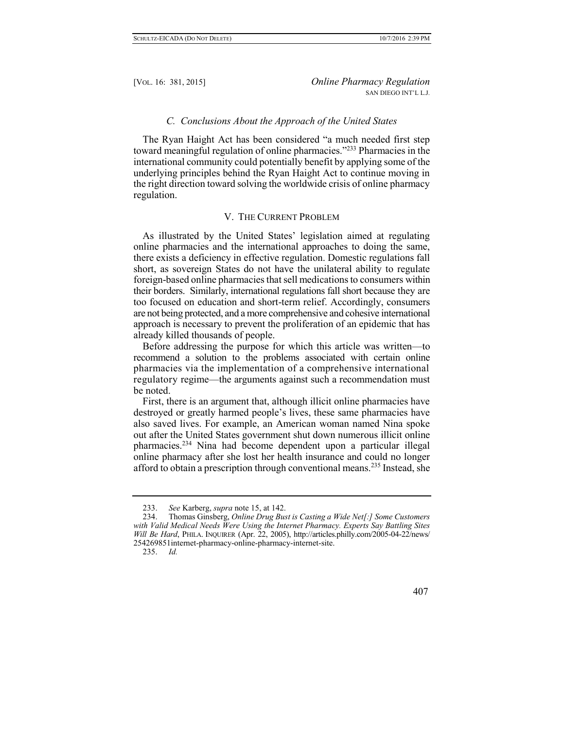### *C. Conclusions About the Approach of the United States*

The Ryan Haight Act has been considered "a much needed first step toward meaningful regulation of online pharmacies."[233] Pharmacies in the international community could potentially benefit by applying some of the underlying principles behind the Ryan Haight Act to continue moving in the right direction toward solving the worldwide crisis of online pharmacy regulation.

## V. THE CURRENT PROBLEM

As illustrated by the United States' legislation aimed at regulating online pharmacies and the international approaches to doing the same, there exists a deficiency in effective regulation. Domestic regulations fall short, as sovereign States do not have the unilateral ability to regulate foreign-based online pharmacies that sell medications to consumers within their borders. Similarly, international regulations fall short because they are too focused on education and short-term relief. Accordingly, consumers are not being protected, and a more comprehensive and cohesive international approach is necessary to prevent the proliferation of an epidemic that has already killed thousands of people.

Before addressing the purpose for which this article was written—to recommend a solution to the problems associated with certain online pharmacies via the implementation of a comprehensive international regulatory regime—the arguments against such a recommendation must be noted.

First, there is an argument that, although illicit online pharmacies have destroyed or greatly harmed people's lives, these same pharmacies have also saved lives. For example, an American woman named Nina spoke out after the United States government shut down numerous illicit online pharmacies.[234] Nina had become dependent upon a particular illegal online pharmacy after she lost her health insurance and could no longer afford to obtain a prescription through conventional means.[235] Instead, she

---

233. *See* Karberg, *supra* note 15, at 142.

234. Thomas Ginsberg, *Online Drug Bust is Casting a Wide Net[:] Some Customers with Valid Medical Needs Were Using the Internet Pharmacy. Experts Say Battling Sites Will Be Hard*, PHILA. INQUIRER (Apr. 22, 2005), http://articles.philly.com/2005-04-22/news/254269851internet-pharmacy-online-pharmacy-internet-site.

235. *Id.*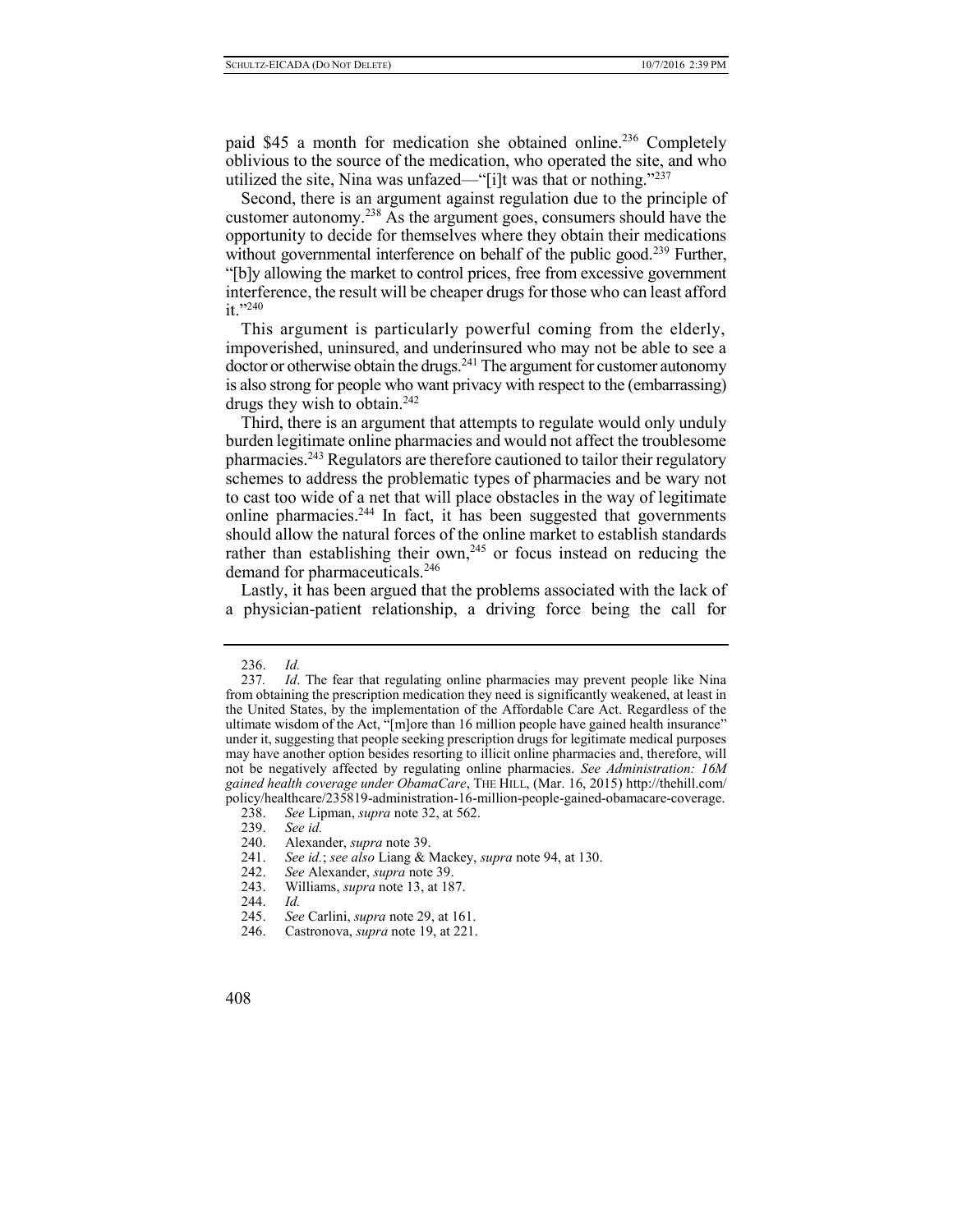paid $45 a month for medication she obtained online.[236] Completely oblivious to the source of the medication, who operated the site, and who utilized the site, Nina was unfazed—"[i]t was that or nothing."[237]

Second, there is an argument against regulation due to the principle of customer autonomy.[238] As the argument goes, consumers should have the opportunity to decide for themselves where they obtain their medications without governmental interference on behalf of the public good.[239] Further, "[b]y allowing the market to control prices, free from excessive government interference, the result will be cheaper drugs for those who can least afford it."[240]

This argument is particularly powerful coming from the elderly, impoverished, uninsured, and underinsured who may not be able to see a doctor or otherwise obtain the drugs.[241] The argument for customer autonomy is also strong for people who want privacy with respect to the (embarrassing) drugs they wish to obtain.[242]

Third, there is an argument that attempts to regulate would only unduly burden legitimate online pharmacies and would not affect the troublesome pharmacies.[243] Regulators are therefore cautioned to tailor their regulatory schemes to address the problematic types of pharmacies and be wary not to cast too wide of a net that will place obstacles in the way of legitimate online pharmacies.[244] In fact, it has been suggested that governments should allow the natural forces of the online market to establish standards rather than establishing their own,[245] or focus instead on reducing the demand for pharmaceuticals.[246]

Lastly, it has been argued that the problems associated with the lack of a physician-patient relationship, a driving force being the call for

---

236. *Id.*

237. *Id*. The fear that regulating online pharmacies may prevent people like Nina from obtaining the prescription medication they need is significantly weakened, at least in the United States, by the implementation of the Affordable Care Act. Regardless of the ultimate wisdom of the Act, "[m]ore than 16 million people have gained health insurance" under it, suggesting that people seeking prescription drugs for legitimate medical purposes may have another option besides resorting to illicit online pharmacies and, therefore, will not be negatively affected by regulating online pharmacies. *See Administration: 16M gained health coverage under ObamaCare*, THE HILL, (Mar. 16, 2015) http://thehill.com/policy/healthcare/235819-administration-16-million-people-gained-obamacare-coverage.

238. *See* Lipman, *supra* note 32, at 562.

239. *See id.*

240. Alexander, *supra* note 39.

241. *See id.*; *see also* Liang & Mackey, *supra* note 94, at 130.

242. *See* Alexander, *supra* note 39.

243. Williams, *supra* note 13, at 187.

244. *Id.*

245. *See* Carlini, *supra* note 29, at 161.

246. Castronova, *supra* note 19, at 221.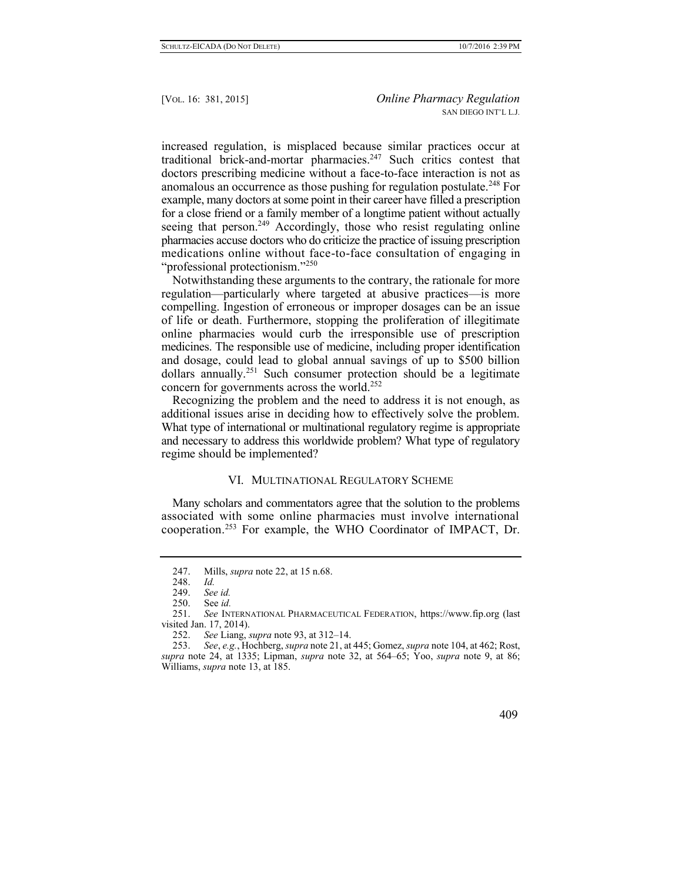increased regulation, is misplaced because similar practices occur at traditional brick-and-mortar pharmacies.[247] Such critics contest that doctors prescribing medicine without a face-to-face interaction is not as anomalous an occurrence as those pushing for regulation postulate.[248] For example, many doctors at some point in their career have filled a prescription for a close friend or a family member of a longtime patient without actually seeing that person.[249] Accordingly, those who resist regulating online pharmacies accuse doctors who do criticize the practice of issuing prescription medications online without face-to-face consultation of engaging in "professional protectionism."[250]

Notwithstanding these arguments to the contrary, the rationale for more regulation—particularly where targeted at abusive practices—is more compelling. Ingestion of erroneous or improper dosages can be an issue of life or death. Furthermore, stopping the proliferation of illegitimate online pharmacies would curb the irresponsible use of prescription medicines. The responsible use of medicine, including proper identification and dosage, could lead to global annual savings of up to $500 billion dollars annually.[251] Such consumer protection should be a legitimate concern for governments across the world.[252]

Recognizing the problem and the need to address it is not enough, as additional issues arise in deciding how to effectively solve the problem. What type of international or multinational regulatory regime is appropriate and necessary to address this worldwide problem? What type of regulatory regime should be implemented?

## VI. MULTINATIONAL REGULATORY SCHEME

Many scholars and commentators agree that the solution to the problems associated with some online pharmacies must involve international cooperation.[253] For example, the WHO Coordinator of IMPACT, Dr.

---

247. Mills, *supra* note 22, at 15 n.68.

248. *Id.*

249. *See id.*

250. See *id.*

251. *See* INTERNATIONAL PHARMACEUTICAL FEDERATION, https://www.fip.org (last visited Jan. 17, 2014).

252. *See* Liang, *supra* note 93, at 312–14.

253. *See*, *e.g.*, Hochberg, *supra* note 21, at 445; Gomez, *supra* note 104, at 462; Rost, *supra* note 24, at 1335; Lipman, *supra* note 32, at 564–65; Yoo, *supra* note 9, at 86; Williams, *supra* note 13, at 185.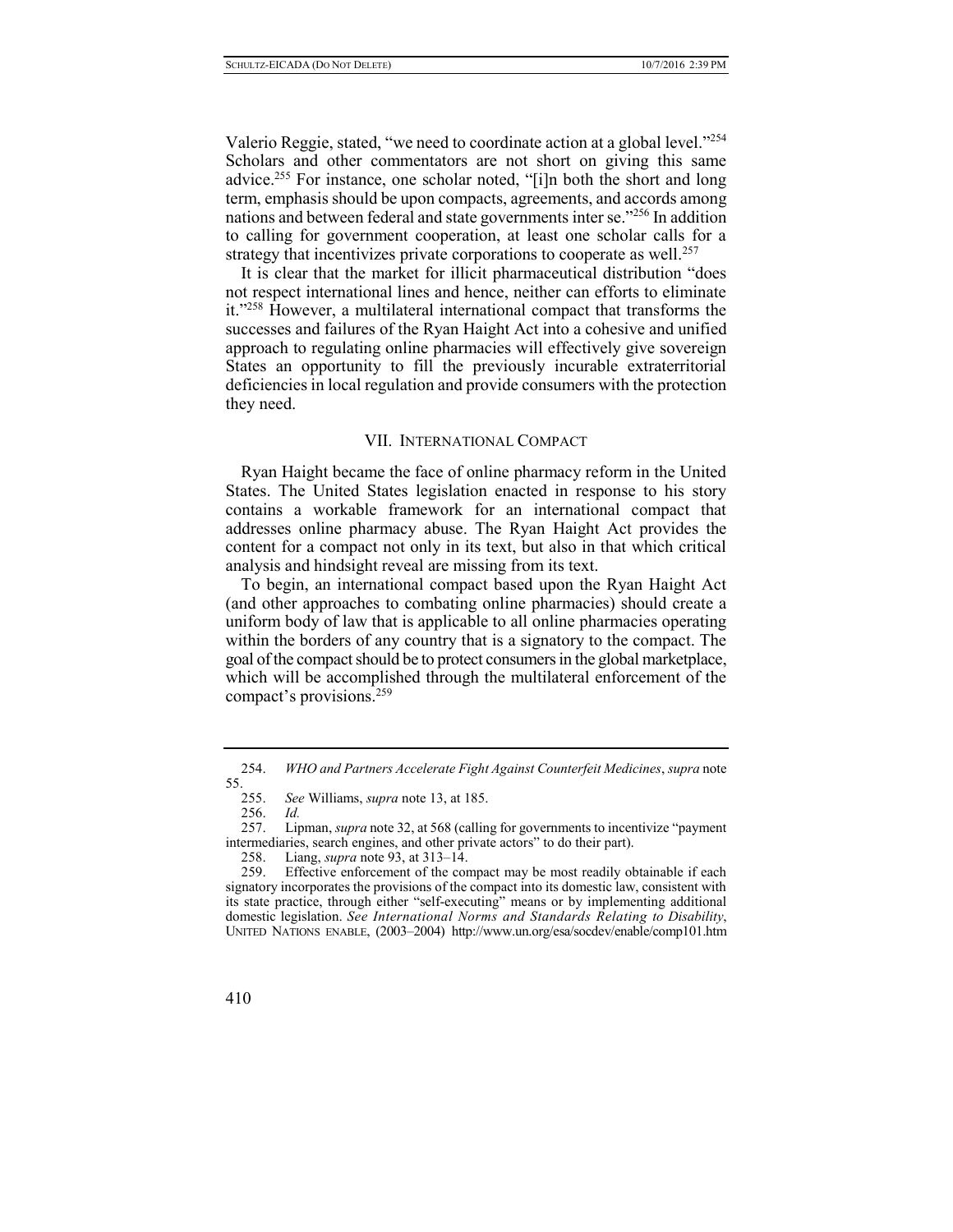Valerio Reggie, stated, "we need to coordinate action at a global level."[254] Scholars and other commentators are not short on giving this same advice.[255] For instance, one scholar noted, "[i]n both the short and long term, emphasis should be upon compacts, agreements, and accords among nations and between federal and state governments inter se."[256] In addition to calling for government cooperation, at least one scholar calls for a strategy that incentivizes private corporations to cooperate as well.[257]

It is clear that the market for illicit pharmaceutical distribution "does not respect international lines and hence, neither can efforts to eliminate it."[258] However, a multilateral international compact that transforms the successes and failures of the Ryan Haight Act into a cohesive and unified approach to regulating online pharmacies will effectively give sovereign States an opportunity to fill the previously incurable extraterritorial deficiencies in local regulation and provide consumers with the protection they need.

## VII. International Compact

Ryan Haight became the face of online pharmacy reform in the United States. The United States legislation enacted in response to his story contains a workable framework for an international compact that addresses online pharmacy abuse. The Ryan Haight Act provides the content for a compact not only in its text, but also in that which critical analysis and hindsight reveal are missing from its text.

To begin, an international compact based upon the Ryan Haight Act (and other approaches to combating online pharmacies) should create a uniform body of law that is applicable to all online pharmacies operating within the borders of any country that is a signatory to the compact. The goal of the compact should be to protect consumers in the global marketplace, which will be accomplished through the multilateral enforcement of the compact's provisions.[259]

---

254. *WHO and Partners Accelerate Fight Against Counterfeit Medicines*, *supra* note 55.

255. *See* Williams, *supra* note 13, at 185.

256. *Id.*

257. Lipman, *supra* note 32, at 568 (calling for governments to incentivize "payment intermediaries, search engines, and other private actors" to do their part).

258. Liang, *supra* note 93, at 313–14.

259. Effective enforcement of the compact may be most readily obtainable if each signatory incorporates the provisions of the compact into its domestic law, consistent with its state practice, through either "self-executing" means or by implementing additional domestic legislation. *See International Norms and Standards Relating to Disability*, United Nations enable, (2003–2004) http://www.un.org/esa/socdev/enable/comp101.htm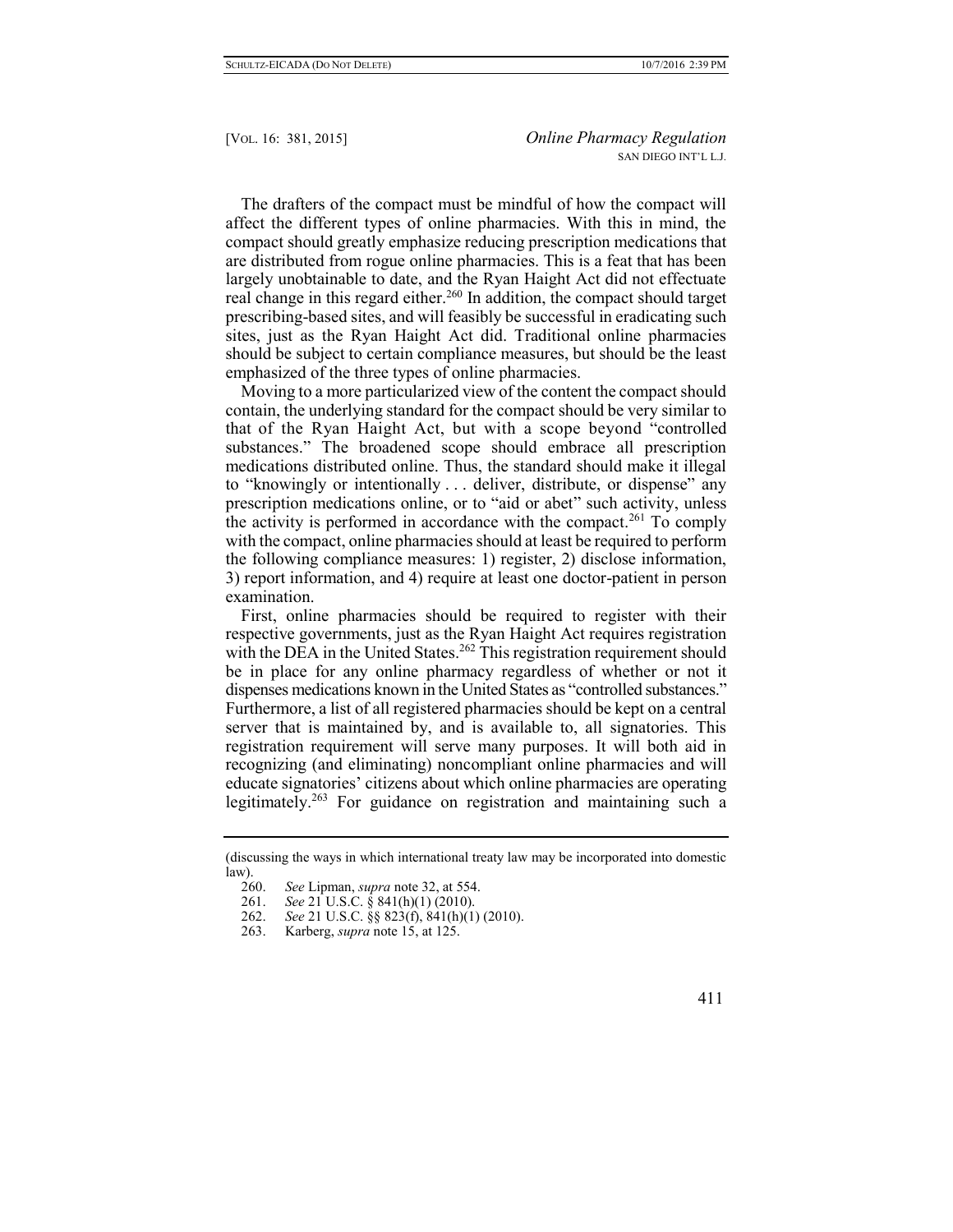The drafters of the compact must be mindful of how the compact will affect the different types of online pharmacies. With this in mind, the compact should greatly emphasize reducing prescription medications that are distributed from rogue online pharmacies. This is a feat that has been largely unobtainable to date, and the Ryan Haight Act did not effectuate real change in this regard either.[260] In addition, the compact should target prescribing-based sites, and will feasibly be successful in eradicating such sites, just as the Ryan Haight Act did. Traditional online pharmacies should be subject to certain compliance measures, but should be the least emphasized of the three types of online pharmacies.

Moving to a more particularized view of the content the compact should contain, the underlying standard for the compact should be very similar to that of the Ryan Haight Act, but with a scope beyond "controlled substances." The broadened scope should embrace all prescription medications distributed online. Thus, the standard should make it illegal to "knowingly or intentionally . . . deliver, distribute, or dispense" any prescription medications online, or to "aid or abet" such activity, unless the activity is performed in accordance with the compact.[261] To comply with the compact, online pharmacies should at least be required to perform the following compliance measures: 1) register, 2) disclose information, 3) report information, and 4) require at least one doctor-patient in person examination.

First, online pharmacies should be required to register with their respective governments, just as the Ryan Haight Act requires registration with the DEA in the United States.[262] This registration requirement should be in place for any online pharmacy regardless of whether or not it dispenses medications known in the United States as "controlled substances." Furthermore, a list of all registered pharmacies should be kept on a central server that is maintained by, and is available to, all signatories. This registration requirement will serve many purposes. It will both aid in recognizing (and eliminating) noncompliant online pharmacies and will educate signatories' citizens about which online pharmacies are operating legitimately.[263] For guidance on registration and maintaining such a

---

(discussing the ways in which international treaty law may be incorporated into domestic law).

260. *See* Lipman, *supra* note 32, at 554.

261. *See* 21 U.S.C. § 841(h)(1) (2010).

262. *See* 21 U.S.C. §§ 823(f), 841(h)(1) (2010).

263. Karberg, *supra* note 15, at 125.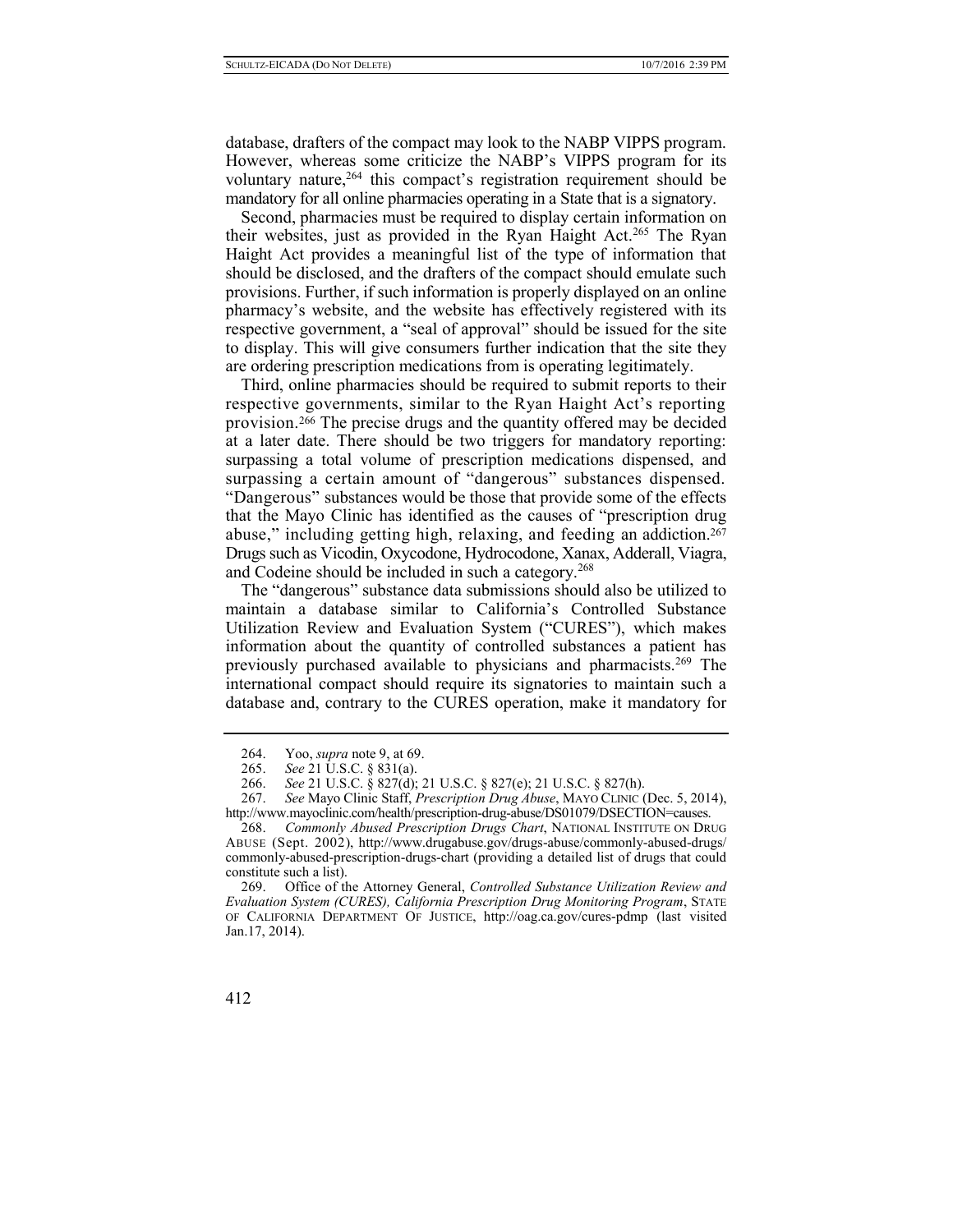database, drafters of the compact may look to the NABP VIPPS program. However, whereas some criticize the NABP's VIPPS program for its voluntary nature,[264] this compact's registration requirement should be mandatory for all online pharmacies operating in a State that is a signatory.

Second, pharmacies must be required to display certain information on their websites, just as provided in the Ryan Haight Act.[265] The Ryan Haight Act provides a meaningful list of the type of information that should be disclosed, and the drafters of the compact should emulate such provisions. Further, if such information is properly displayed on an online pharmacy's website, and the website has effectively registered with its respective government, a "seal of approval" should be issued for the site to display. This will give consumers further indication that the site they are ordering prescription medications from is operating legitimately.

Third, online pharmacies should be required to submit reports to their respective governments, similar to the Ryan Haight Act's reporting provision.[266] The precise drugs and the quantity offered may be decided at a later date. There should be two triggers for mandatory reporting: surpassing a total volume of prescription medications dispensed, and surpassing a certain amount of "dangerous" substances dispensed. "Dangerous" substances would be those that provide some of the effects that the Mayo Clinic has identified as the causes of "prescription drug abuse," including getting high, relaxing, and feeding an addiction.[267] Drugs such as Vicodin, Oxycodone, Hydrocodone, Xanax, Adderall, Viagra, and Codeine should be included in such a category.[268]

The "dangerous" substance data submissions should also be utilized to maintain a database similar to California's Controlled Substance Utilization Review and Evaluation System ("CURES"), which makes information about the quantity of controlled substances a patient has previously purchased available to physicians and pharmacists.[269] The international compact should require its signatories to maintain such a database and, contrary to the CURES operation, make it mandatory for

---

264. Yoo, *supra* note 9, at 69.

265. *See* 21 U.S.C. § 831(a).

266. *See* 21 U.S.C. § 827(d); 21 U.S.C. § 827(e); 21 U.S.C. § 827(h).

267. *See* Mayo Clinic Staff, *Prescription Drug Abuse*, MAYO CLINIC (Dec. 5, 2014), http://www.mayoclinic.com/health/prescription-drug-abuse/DS01079/DSECTION=causes.

268. *Commonly Abused Prescription Drugs Chart*, NATIONAL INSTITUTE ON DRUG ABUSE (Sept. 2002), http://www.drugabuse.gov/drugs-abuse/commonly-abused-drugs/commonly-abused-prescription-drugs-chart (providing a detailed list of drugs that could constitute such a list).

269. Office of the Attorney General, *Controlled Substance Utilization Review and Evaluation System (CURES), California Prescription Drug Monitoring Program*, STATE OF CALIFORNIA DEPARTMENT OF JUSTICE, http://oag.ca.gov/cures-pdmp (last visited Jan.17, 2014).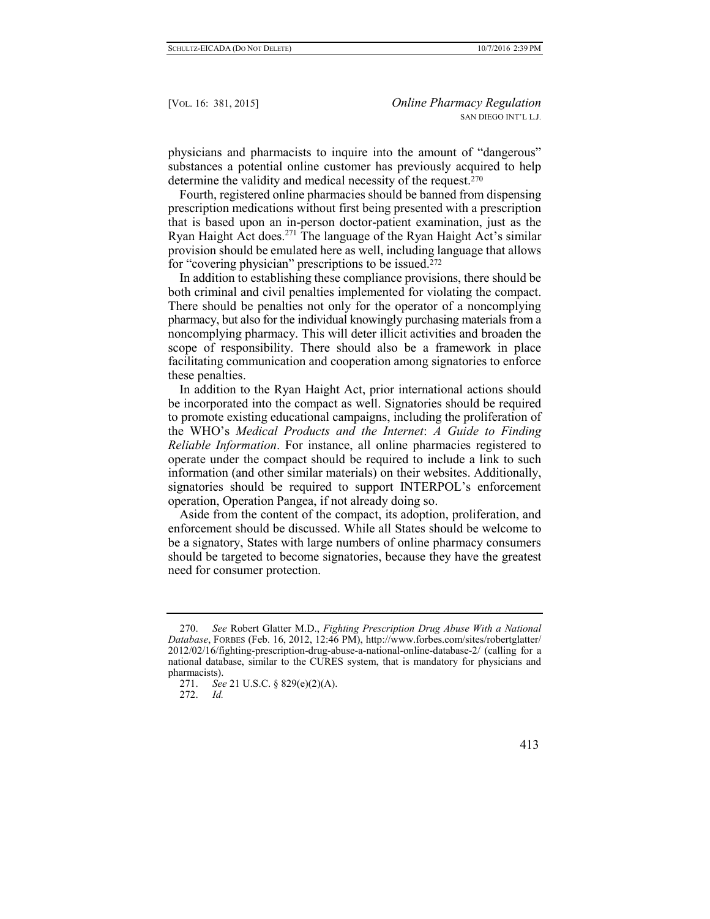physicians and pharmacists to inquire into the amount of "dangerous" substances a potential online customer has previously acquired to help determine the validity and medical necessity of the request.[270]

Fourth, registered online pharmacies should be banned from dispensing prescription medications without first being presented with a prescription that is based upon an in-person doctor-patient examination, just as the Ryan Haight Act does.[271] The language of the Ryan Haight Act's similar provision should be emulated here as well, including language that allows for "covering physician" prescriptions to be issued.[272]

In addition to establishing these compliance provisions, there should be both criminal and civil penalties implemented for violating the compact. There should be penalties not only for the operator of a noncomplying pharmacy, but also for the individual knowingly purchasing materials from a noncomplying pharmacy. This will deter illicit activities and broaden the scope of responsibility. There should also be a framework in place facilitating communication and cooperation among signatories to enforce these penalties.

In addition to the Ryan Haight Act, prior international actions should be incorporated into the compact as well. Signatories should be required to promote existing educational campaigns, including the proliferation of the WHO's *Medical Products and the Internet*: *A Guide to Finding Reliable Information*. For instance, all online pharmacies registered to operate under the compact should be required to include a link to such information (and other similar materials) on their websites. Additionally, signatories should be required to support INTERPOL's enforcement operation, Operation Pangea, if not already doing so.

Aside from the content of the compact, its adoption, proliferation, and enforcement should be discussed. While all States should be welcome to be a signatory, States with large numbers of online pharmacy consumers should be targeted to become signatories, because they have the greatest need for consumer protection.

---

270. *See* Robert Glatter M.D., *Fighting Prescription Drug Abuse With a National Database*, FORBES (Feb. 16, 2012, 12:46 PM), http://www.forbes.com/sites/robertglatter/2012/02/16/fighting-prescription-drug-abuse-a-national-online-database-2/ (calling for a national database, similar to the CURES system, that is mandatory for physicians and pharmacists).

271. *See* 21 U.S.C. § 829(e)(2)(A).

272. *Id.*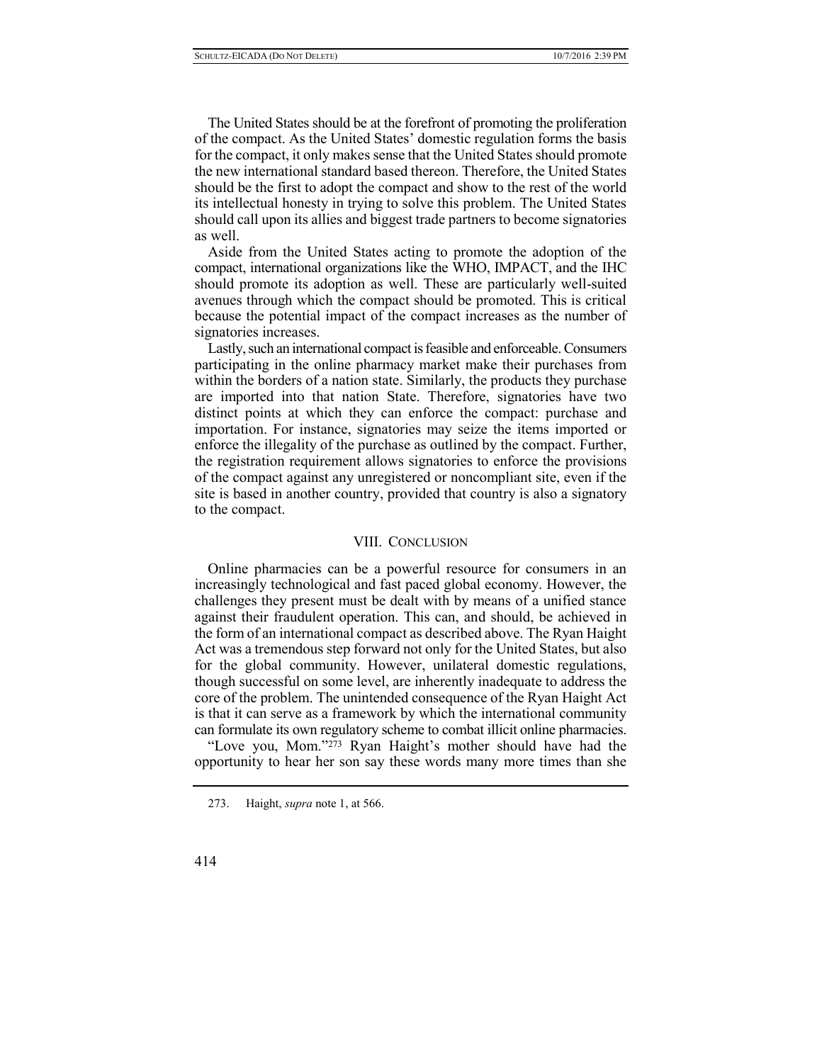The United States should be at the forefront of promoting the proliferation of the compact. As the United States' domestic regulation forms the basis for the compact, it only makes sense that the United States should promote the new international standard based thereon. Therefore, the United States should be the first to adopt the compact and show to the rest of the world its intellectual honesty in trying to solve this problem. The United States should call upon its allies and biggest trade partners to become signatories as well.

Aside from the United States acting to promote the adoption of the compact, international organizations like the WHO, IMPACT, and the IHC should promote its adoption as well. These are particularly well-suited avenues through which the compact should be promoted. This is critical because the potential impact of the compact increases as the number of signatories increases.

Lastly, such an international compact is feasible and enforceable. Consumers participating in the online pharmacy market make their purchases from within the borders of a nation state. Similarly, the products they purchase are imported into that nation State. Therefore, signatories have two distinct points at which they can enforce the compact: purchase and importation. For instance, signatories may seize the items imported or enforce the illegality of the purchase as outlined by the compact. Further, the registration requirement allows signatories to enforce the provisions of the compact against any unregistered or noncompliant site, even if the site is based in another country, provided that country is also a signatory to the compact.

## VIII. Conclusion

Online pharmacies can be a powerful resource for consumers in an increasingly technological and fast paced global economy. However, the challenges they present must be dealt with by means of a unified stance against their fraudulent operation. This can, and should, be achieved in the form of an international compact as described above. The Ryan Haight Act was a tremendous step forward not only for the United States, but also for the global community. However, unilateral domestic regulations, though successful on some level, are inherently inadequate to address the core of the problem. The unintended consequence of the Ryan Haight Act is that it can serve as a framework by which the international community can formulate its own regulatory scheme to combat illicit online pharmacies.

"Love you, Mom."[273] Ryan Haight's mother should have had the opportunity to hear her son say these words many more times than she

---

273. Haight, *supra* note 1, at 566.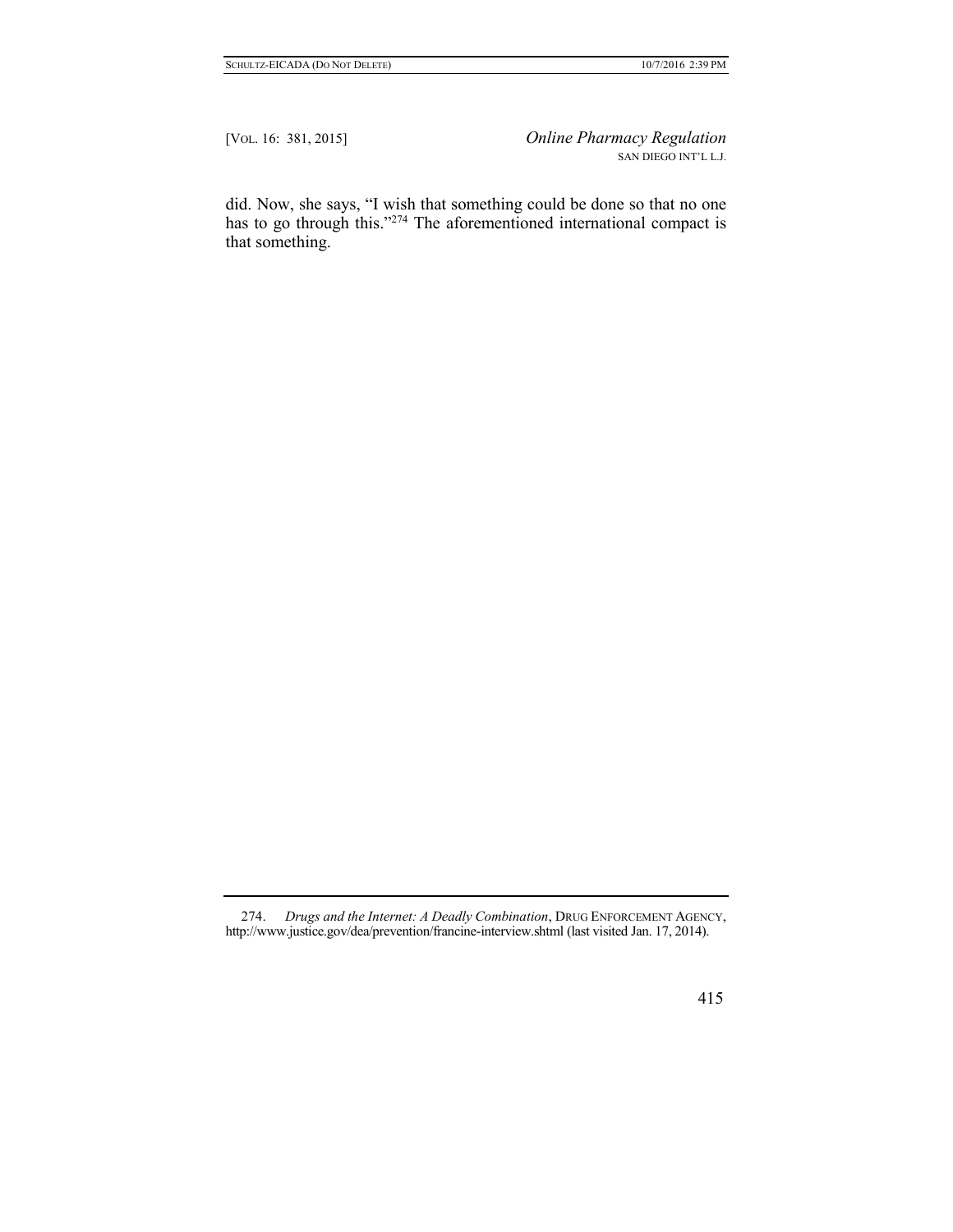did. Now, she says, "I wish that something could be done so that no one has to go through this."[274] The aforementioned international compact is that something.

---

274. *Drugs and the Internet: A Deadly Combination*, DRUG ENFORCEMENT AGENCY, http://www.justice.gov/dea/prevention/francine-interview.shtml (last visited Jan. 17, 2014).